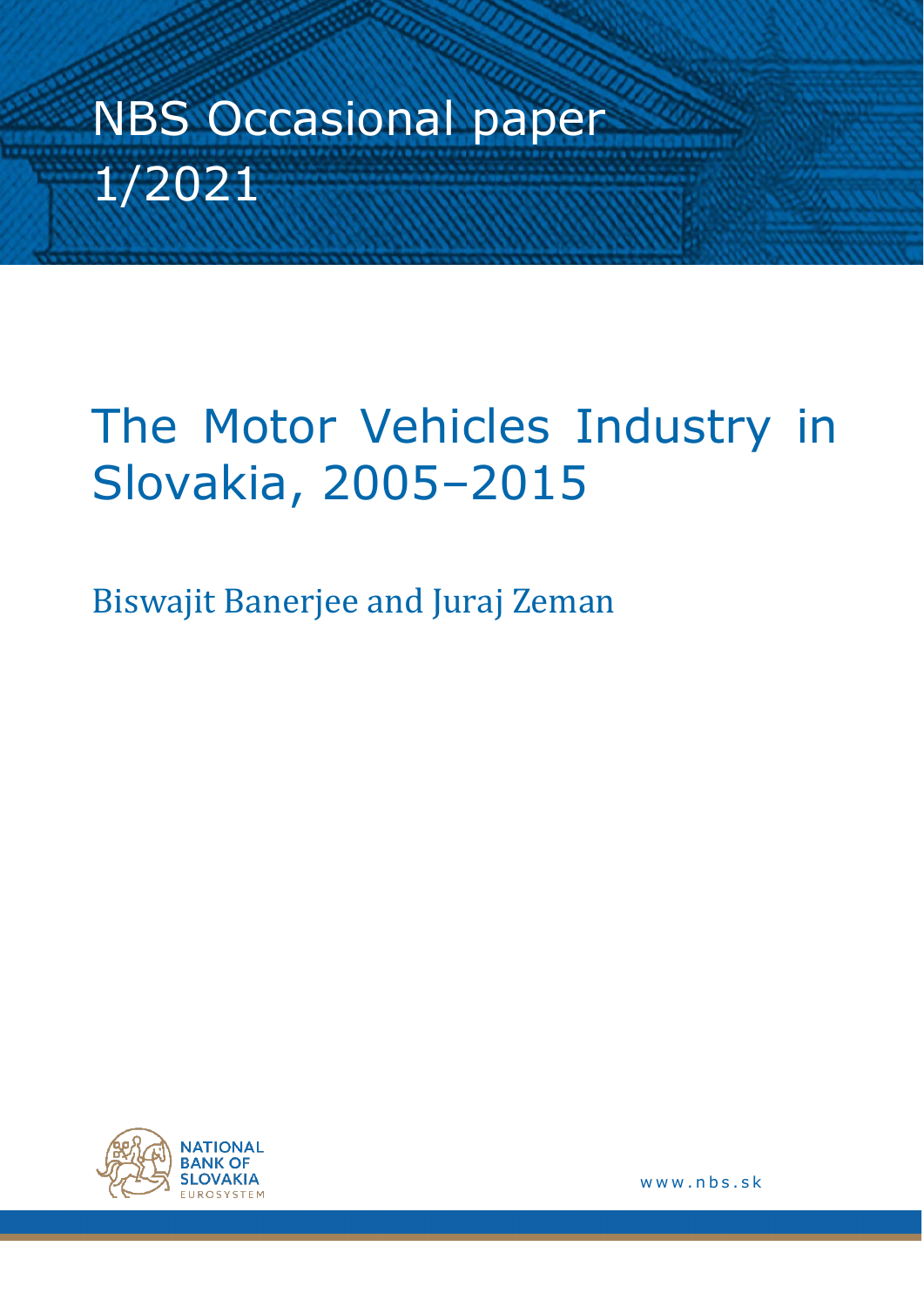NBS Occasional paper 1/2021

# The Motor Vehicles Industry in Slovakia, 2005–2015

Biswajit Banerjee and Juraj Zeman

NATIONAL BANK OF SLOVAKIA
EUROSYSTEM

www.nbs.sk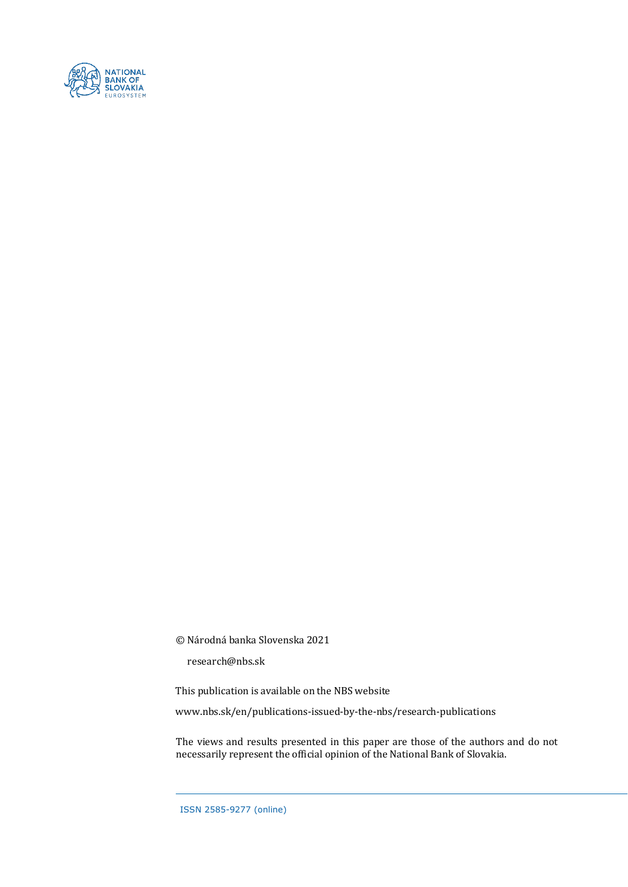© Národná banka Slovenska 2021

research@nbs.sk

This publication is available on the NBS website

www.nbs.sk/en/publications-issued-by-the-nbs/research-publications

The views and results presented in this paper are those of the authors and do not necessarily represent the official opinion of the National Bank of Slovakia.

ISSN 2585-9277 (online)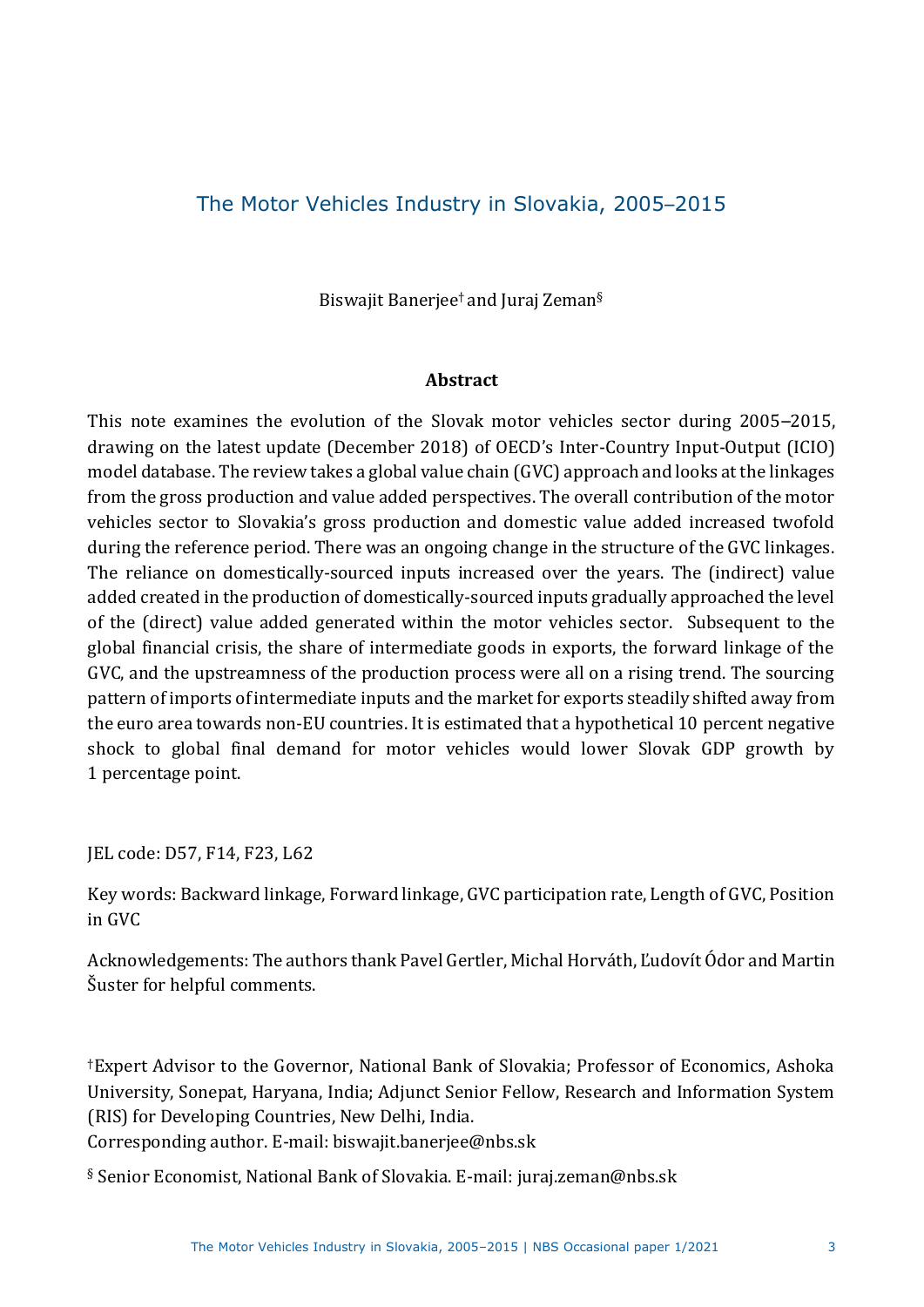# The Motor Vehicles Industry in Slovakia, 2005–2015

Biswajit Banerjee[†] and Juraj Zeman[§]

### Abstract

This note examines the evolution of the Slovak motor vehicles sector during 2005–2015, drawing on the latest update (December 2018) of OECD's Inter-Country Input-Output (ICIO) model database. The review takes a global value chain (GVC) approach and looks at the linkages from the gross production and value added perspectives. The overall contribution of the motor vehicles sector to Slovakia's gross production and domestic value added increased twofold during the reference period. There was an ongoing change in the structure of the GVC linkages. The reliance on domestically-sourced inputs increased over the years. The (indirect) value added created in the production of domestically-sourced inputs gradually approached the level of the (direct) value added generated within the motor vehicles sector. Subsequent to the global financial crisis, the share of intermediate goods in exports, the forward linkage of the GVC, and the upstreamness of the production process were all on a rising trend. The sourcing pattern of imports of intermediate inputs and the market for exports steadily shifted away from the euro area towards non-EU countries. It is estimated that a hypothetical 10 percent negative shock to global final demand for motor vehicles would lower Slovak GDP growth by 1 percentage point.

JEL code: D57, F14, F23, L62

Key words: Backward linkage, Forward linkage, GVC participation rate, Length of GVC, Position in GVC

Acknowledgements: The authors thank Pavel Gertler, Michal Horváth, Ľudovít Ódor and Martin Šuster for helpful comments.

[†] Expert Advisor to the Governor, National Bank of Slovakia; Professor of Economics, Ashoka University, Sonepat, Haryana, India; Adjunct Senior Fellow, Research and Information System (RIS) for Developing Countries, New Delhi, India.
Corresponding author. E-mail: biswajit.banerjee@nbs.sk

[§] Senior Economist, National Bank of Slovakia. E-mail: juraj.zeman@nbs.sk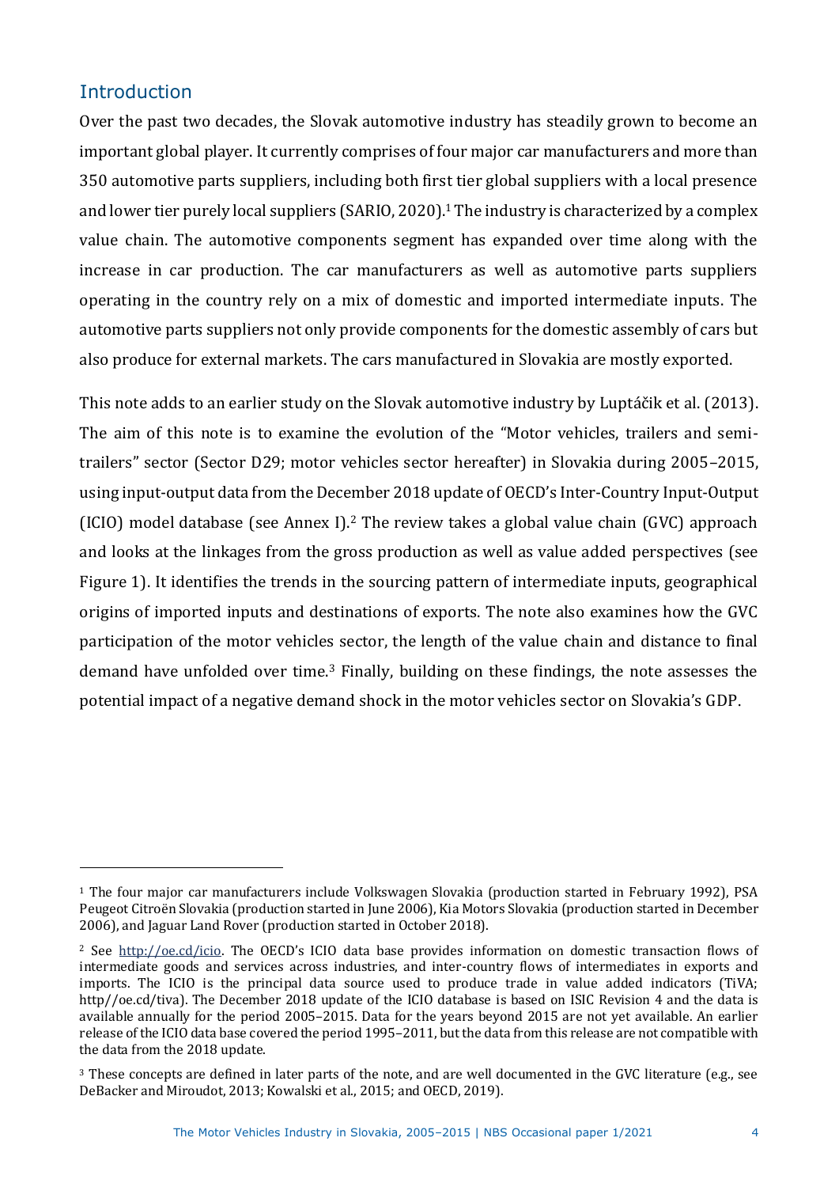## Introduction

Over the past two decades, the Slovak automotive industry has steadily grown to become an important global player. It currently comprises of four major car manufacturers and more than 350 automotive parts suppliers, including both first tier global suppliers with a local presence and lower tier purely local suppliers (SARIO, 2020).[1] The industry is characterized by a complex value chain. The automotive components segment has expanded over time along with the increase in car production. The car manufacturers as well as automotive parts suppliers operating in the country rely on a mix of domestic and imported intermediate inputs. The automotive parts suppliers not only provide components for the domestic assembly of cars but also produce for external markets. The cars manufactured in Slovakia are mostly exported.

This note adds to an earlier study on the Slovak automotive industry by Luptáčik et al. (2013). The aim of this note is to examine the evolution of the "Motor vehicles, trailers and semi-trailers" sector (Sector D29; motor vehicles sector hereafter) in Slovakia during 2005–2015, using input-output data from the December 2018 update of OECD's Inter-Country Input-Output (ICIO) model database (see Annex I).[2] The review takes a global value chain (GVC) approach and looks at the linkages from the gross production as well as value added perspectives (see Figure 1). It identifies the trends in the sourcing pattern of intermediate inputs, geographical origins of imported inputs and destinations of exports. The note also examines how the GVC participation of the motor vehicles sector, the length of the value chain and distance to final demand have unfolded over time.[3] Finally, building on these findings, the note assesses the potential impact of a negative demand shock in the motor vehicles sector on Slovakia's GDP.

---

[1] The four major car manufacturers include Volkswagen Slovakia (production started in February 1992), PSA Peugeot Citroën Slovakia (production started in June 2006), Kia Motors Slovakia (production started in December 2006), and Jaguar Land Rover (production started in October 2018).

[2] See http://oe.cd/icio. The OECD's ICIO data base provides information on domestic transaction flows of intermediate goods and services across industries, and inter-country flows of intermediates in exports and imports. The ICIO is the principal data source used to produce trade in value added indicators (TiVA; http//oe.cd/tiva). The December 2018 update of the ICIO database is based on ISIC Revision 4 and the data is available annually for the period 2005–2015. Data for the years beyond 2015 are not yet available. An earlier release of the ICIO data base covered the period 1995–2011, but the data from this release are not compatible with the data from the 2018 update.

[3] These concepts are defined in later parts of the note, and are well documented in the GVC literature (e.g., see DeBacker and Miroudot, 2013; Kowalski et al., 2015; and OECD, 2019).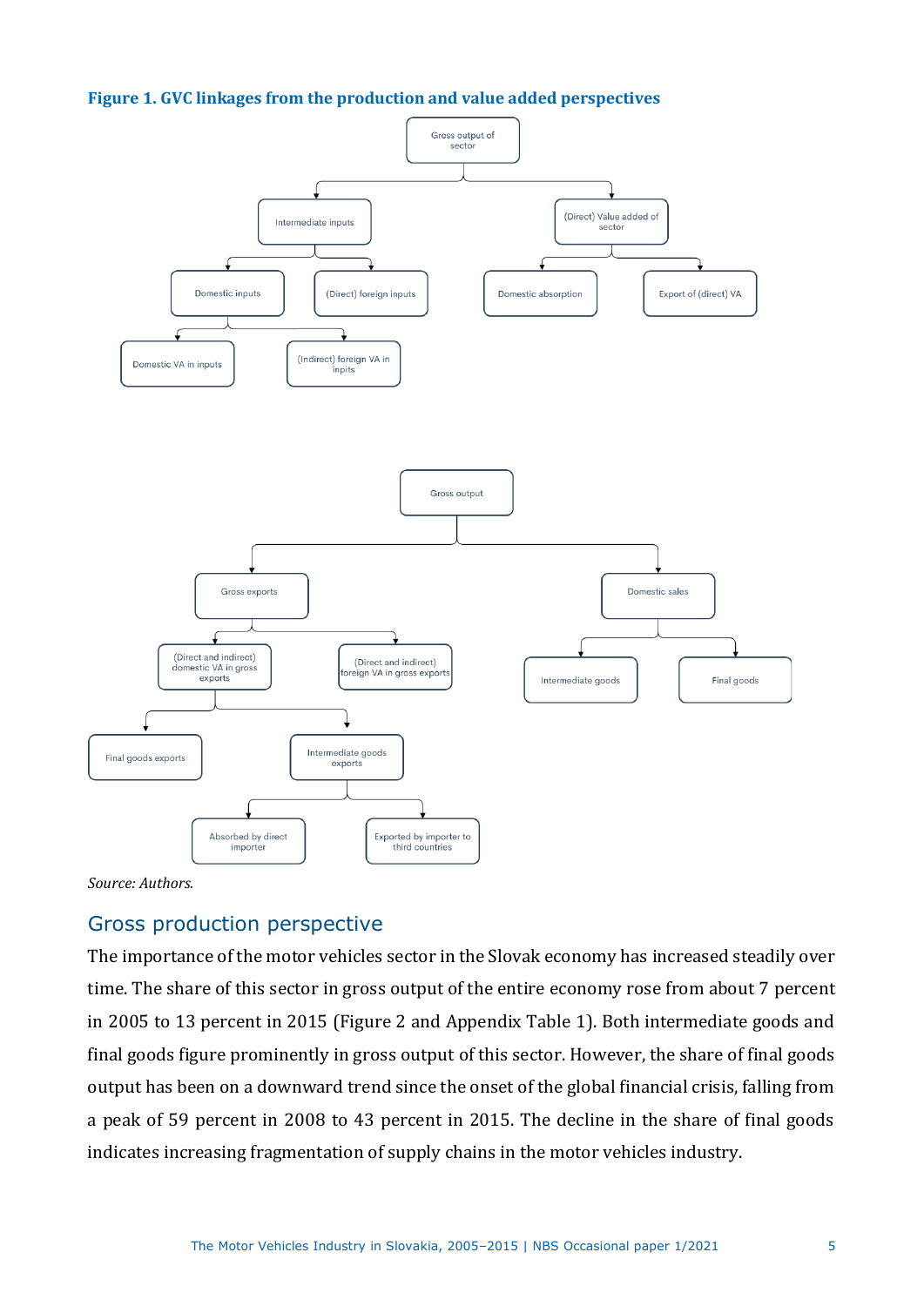**Figure 1. GVC linkages from the production and value added perspectives**

Gross output of sector
- Intermediate inputs
  - Domestic inputs
    - Domestic VA in inputs
    - (Indirect) foreign VA in inpits
  - (Direct) foreign inputs
- (Direct) Value added of sector
  - Domestic absorption
  - Export of (direct) VA

Gross output
- Gross exports
  - (Direct and indirect) domestic VA in gross exports
    - Final goods exports
    - Intermediate goods exports
      - Absorbed by direct importer
      - Exported by importer to third countries
  - (Direct and indirect) foreign VA in gross exports
- Domestic sales
  - Intermediate goods
  - Final goods

*Source: Authors.*

## Gross production perspective

The importance of the motor vehicles sector in the Slovak economy has increased steadily over time. The share of this sector in gross output of the entire economy rose from about 7 percent in 2005 to 13 percent in 2015 (Figure 2 and Appendix Table 1). Both intermediate goods and final goods figure prominently in gross output of this sector. However, the share of final goods output has been on a downward trend since the onset of the global financial crisis, falling from a peak of 59 percent in 2008 to 43 percent in 2015. The decline in the share of final goods indicates increasing fragmentation of supply chains in the motor vehicles industry.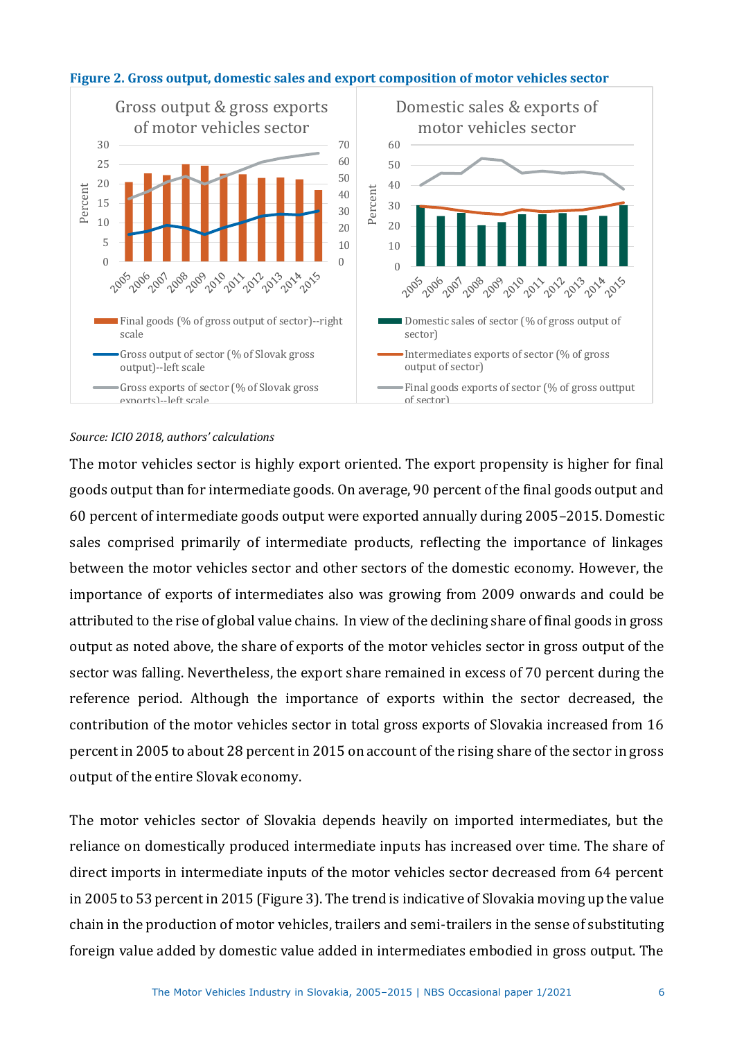**Figure 2. Gross output, domestic sales and export composition of motor vehicles sector**

*Source: ICIO 2018, authors' calculations*

The motor vehicles sector is highly export oriented. The export propensity is higher for final goods output than for intermediate goods. On average, 90 percent of the final goods output and 60 percent of intermediate goods output were exported annually during 2005–2015. Domestic sales comprised primarily of intermediate products, reflecting the importance of linkages between the motor vehicles sector and other sectors of the domestic economy. However, the importance of exports of intermediates also was growing from 2009 onwards and could be attributed to the rise of global value chains. In view of the declining share of final goods in gross output as noted above, the share of exports of the motor vehicles sector in gross output of the sector was falling. Nevertheless, the export share remained in excess of 70 percent during the reference period. Although the importance of exports within the sector decreased, the contribution of the motor vehicles sector in total gross exports of Slovakia increased from 16 percent in 2005 to about 28 percent in 2015 on account of the rising share of the sector in gross output of the entire Slovak economy.

The motor vehicles sector of Slovakia depends heavily on imported intermediates, but the reliance on domestically produced intermediate inputs has increased over time. The share of direct imports in intermediate inputs of the motor vehicles sector decreased from 64 percent in 2005 to 53 percent in 2015 (Figure 3). The trend is indicative of Slovakia moving up the value chain in the production of motor vehicles, trailers and semi-trailers in the sense of substituting foreign value added by domestic value added in intermediates embodied in gross output. The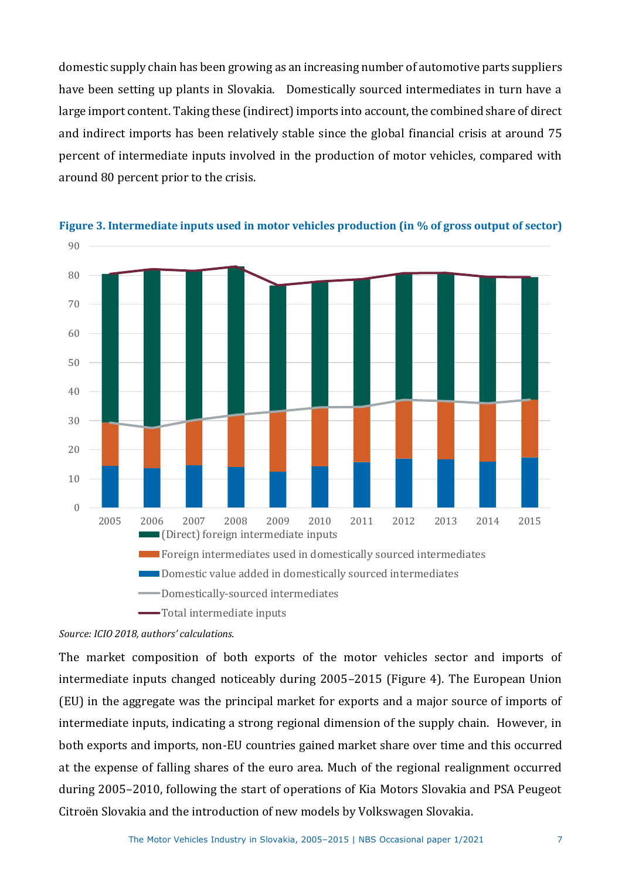domestic supply chain has been growing as an increasing number of automotive parts suppliers have been setting up plants in Slovakia. Domestically sourced intermediates in turn have a large import content. Taking these (indirect) imports into account, the combined share of direct and indirect imports has been relatively stable since the global financial crisis at around 75 percent of intermediate inputs involved in the production of motor vehicles, compared with around 80 percent prior to the crisis.

**Figure 3. Intermediate inputs used in motor vehicles production (in % of gross output of sector)**

*Source: ICIO 2018, authors' calculations.*

The market composition of both exports of the motor vehicles sector and imports of intermediate inputs changed noticeably during 2005–2015 (Figure 4). The European Union (EU) in the aggregate was the principal market for exports and a major source of imports of intermediate inputs, indicating a strong regional dimension of the supply chain. However, in both exports and imports, non-EU countries gained market share over time and this occurred at the expense of falling shares of the euro area. Much of the regional realignment occurred during 2005–2010, following the start of operations of Kia Motors Slovakia and PSA Peugeot Citroën Slovakia and the introduction of new models by Volkswagen Slovakia.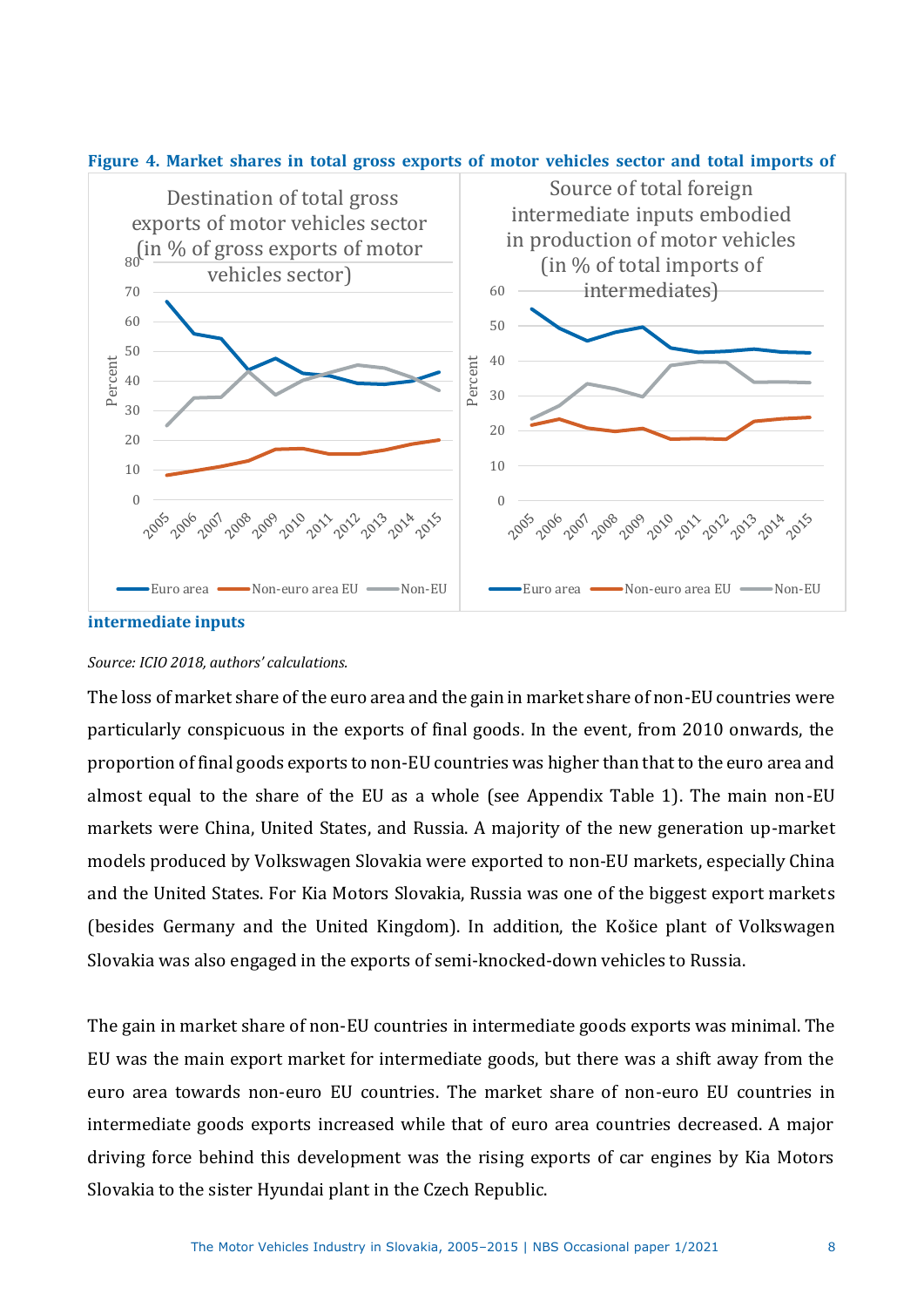**Figure 4. Market shares in total gross exports of motor vehicles sector and total imports of intermediate inputs**

*Source: ICIO 2018, authors' calculations.*

The loss of market share of the euro area and the gain in market share of non-EU countries were particularly conspicuous in the exports of final goods. In the event, from 2010 onwards, the proportion of final goods exports to non-EU countries was higher than that to the euro area and almost equal to the share of the EU as a whole (see Appendix Table 1). The main non-EU markets were China, United States, and Russia. A majority of the new generation up-market models produced by Volkswagen Slovakia were exported to non-EU markets, especially China and the United States. For Kia Motors Slovakia, Russia was one of the biggest export markets (besides Germany and the United Kingdom). In addition, the Košice plant of Volkswagen Slovakia was also engaged in the exports of semi-knocked-down vehicles to Russia.

The gain in market share of non-EU countries in intermediate goods exports was minimal. The EU was the main export market for intermediate goods, but there was a shift away from the euro area towards non-euro EU countries. The market share of non-euro EU countries in intermediate goods exports increased while that of euro area countries decreased. A major driving force behind this development was the rising exports of car engines by Kia Motors Slovakia to the sister Hyundai plant in the Czech Republic.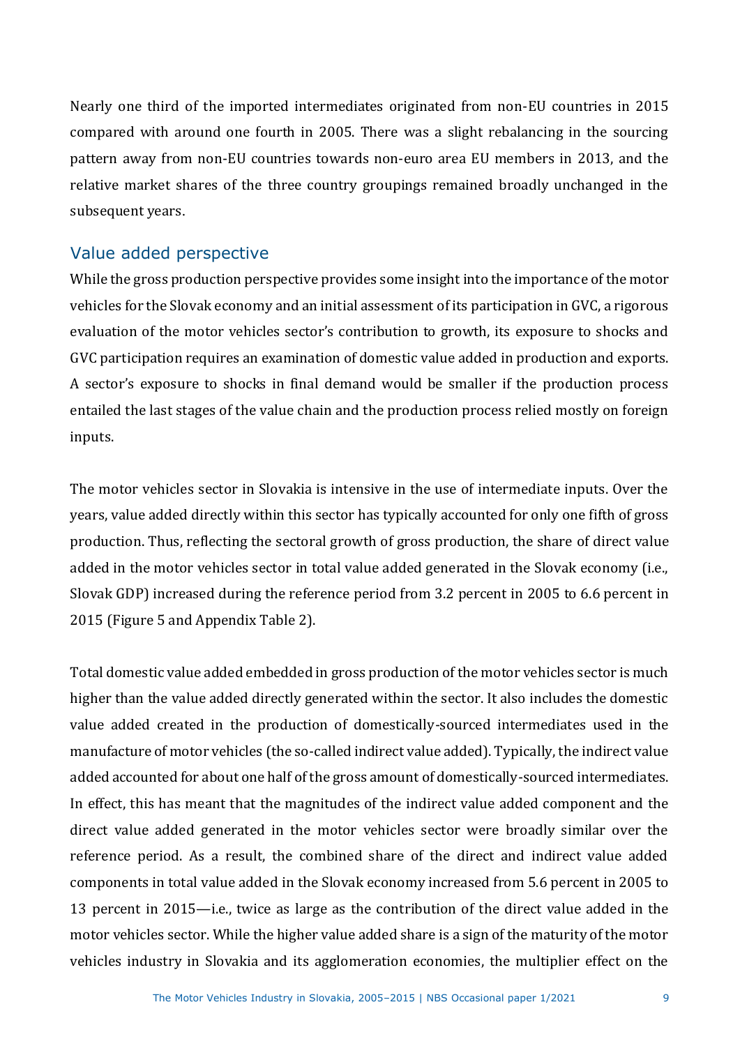Nearly one third of the imported intermediates originated from non-EU countries in 2015 compared with around one fourth in 2005. There was a slight rebalancing in the sourcing pattern away from non-EU countries towards non-euro area EU members in 2013, and the relative market shares of the three country groupings remained broadly unchanged in the subsequent years.

## Value added perspective

While the gross production perspective provides some insight into the importance of the motor vehicles for the Slovak economy and an initial assessment of its participation in GVC, a rigorous evaluation of the motor vehicles sector's contribution to growth, its exposure to shocks and GVC participation requires an examination of domestic value added in production and exports. A sector's exposure to shocks in final demand would be smaller if the production process entailed the last stages of the value chain and the production process relied mostly on foreign inputs.

The motor vehicles sector in Slovakia is intensive in the use of intermediate inputs. Over the years, value added directly within this sector has typically accounted for only one fifth of gross production. Thus, reflecting the sectoral growth of gross production, the share of direct value added in the motor vehicles sector in total value added generated in the Slovak economy (i.e., Slovak GDP) increased during the reference period from 3.2 percent in 2005 to 6.6 percent in 2015 (Figure 5 and Appendix Table 2).

Total domestic value added embedded in gross production of the motor vehicles sector is much higher than the value added directly generated within the sector. It also includes the domestic value added created in the production of domestically-sourced intermediates used in the manufacture of motor vehicles (the so-called indirect value added). Typically, the indirect value added accounted for about one half of the gross amount of domestically-sourced intermediates. In effect, this has meant that the magnitudes of the indirect value added component and the direct value added generated in the motor vehicles sector were broadly similar over the reference period. As a result, the combined share of the direct and indirect value added components in total value added in the Slovak economy increased from 5.6 percent in 2005 to 13 percent in 2015—i.e., twice as large as the contribution of the direct value added in the motor vehicles sector. While the higher value added share is a sign of the maturity of the motor vehicles industry in Slovakia and its agglomeration economies, the multiplier effect on the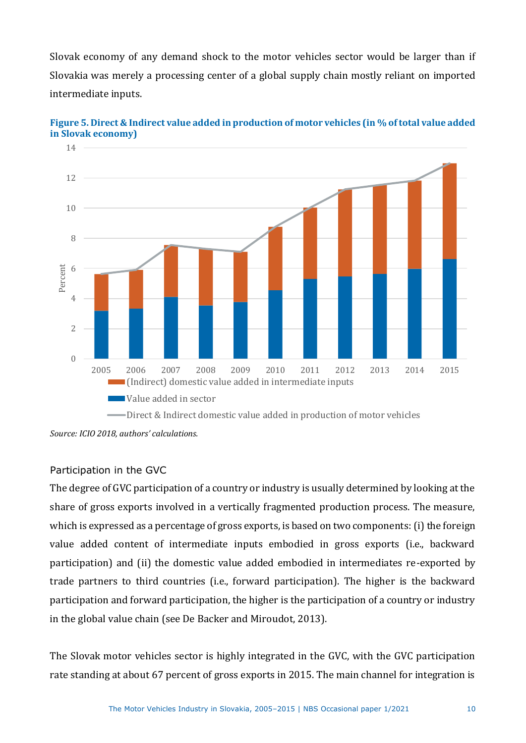Slovak economy of any demand shock to the motor vehicles sector would be larger than if Slovakia was merely a processing center of a global supply chain mostly reliant on imported intermediate inputs.

**Figure 5. Direct & Indirect value added in production of motor vehicles (in % of total value added in Slovak economy)**

*Source: ICIO 2018, authors' calculations.*

### Participation in the GVC

The degree of GVC participation of a country or industry is usually determined by looking at the share of gross exports involved in a vertically fragmented production process. The measure, which is expressed as a percentage of gross exports, is based on two components: (i) the foreign value added content of intermediate inputs embodied in gross exports (i.e., backward participation) and (ii) the domestic value added embodied in intermediates re-exported by trade partners to third countries (i.e., forward participation). The higher is the backward participation and forward participation, the higher is the participation of a country or industry in the global value chain (see De Backer and Miroudot, 2013).

The Slovak motor vehicles sector is highly integrated in the GVC, with the GVC participation rate standing at about 67 percent of gross exports in 2015. The main channel for integration is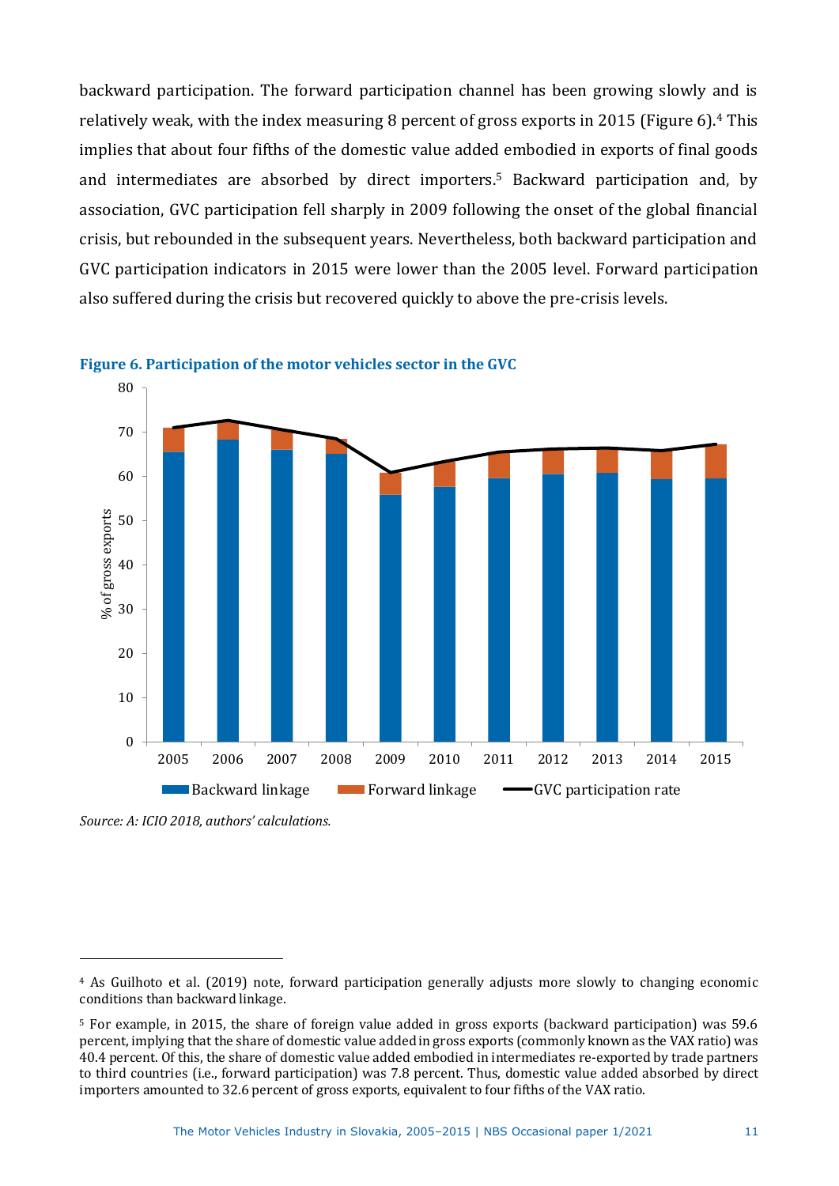backward participation. The forward participation channel has been growing slowly and is relatively weak, with the index measuring 8 percent of gross exports in 2015 (Figure 6).[4] This implies that about four fifths of the domestic value added embodied in exports of final goods and intermediates are absorbed by direct importers.[5] Backward participation and, by association, GVC participation fell sharply in 2009 following the onset of the global financial crisis, but rebounded in the subsequent years. Nevertheless, both backward participation and GVC participation indicators in 2015 were lower than the 2005 level. Forward participation also suffered during the crisis but recovered quickly to above the pre-crisis levels.

**Figure 6. Participation of the motor vehicles sector in the GVC**

*Source: A: ICIO 2018, authors' calculations.*

---

[4] As Guilhoto et al. (2019) note, forward participation generally adjusts more slowly to changing economic conditions than backward linkage.

[5] For example, in 2015, the share of foreign value added in gross exports (backward participation) was 59.6 percent, implying that the share of domestic value added in gross exports (commonly known as the VAX ratio) was 40.4 percent. Of this, the share of domestic value added embodied in intermediates re-exported by trade partners to third countries (i.e., forward participation) was 7.8 percent. Thus, domestic value added absorbed by direct importers amounted to 32.6 percent of gross exports, equivalent to four fifths of the VAX ratio.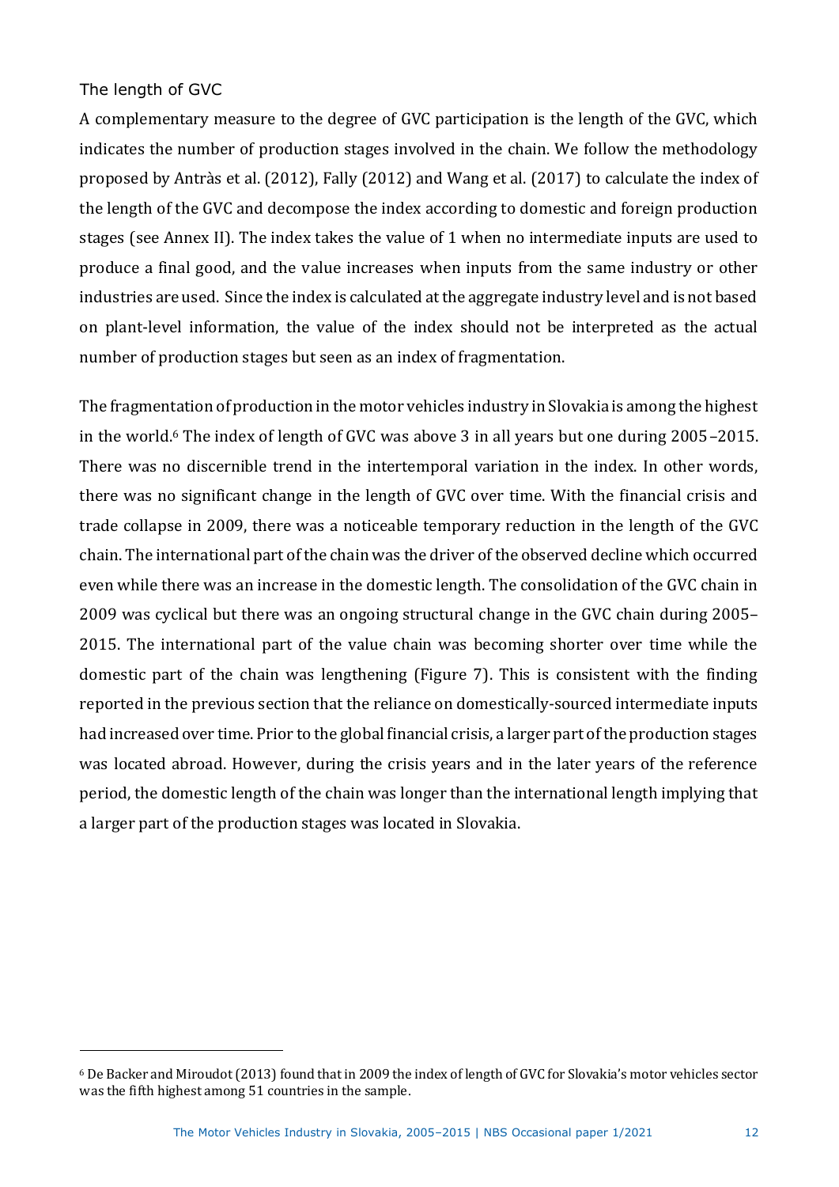### The length of GVC

A complementary measure to the degree of GVC participation is the length of the GVC, which indicates the number of production stages involved in the chain. We follow the methodology proposed by Antràs et al. (2012), Fally (2012) and Wang et al. (2017) to calculate the index of the length of the GVC and decompose the index according to domestic and foreign production stages (see Annex II). The index takes the value of 1 when no intermediate inputs are used to produce a final good, and the value increases when inputs from the same industry or other industries are used. Since the index is calculated at the aggregate industry level and is not based on plant-level information, the value of the index should not be interpreted as the actual number of production stages but seen as an index of fragmentation.

The fragmentation of production in the motor vehicles industry in Slovakia is among the highest in the world.[6] The index of length of GVC was above 3 in all years but one during 2005–2015. There was no discernible trend in the intertemporal variation in the index. In other words, there was no significant change in the length of GVC over time. With the financial crisis and trade collapse in 2009, there was a noticeable temporary reduction in the length of the GVC chain. The international part of the chain was the driver of the observed decline which occurred even while there was an increase in the domestic length. The consolidation of the GVC chain in 2009 was cyclical but there was an ongoing structural change in the GVC chain during 2005–2015. The international part of the value chain was becoming shorter over time while the domestic part of the chain was lengthening (Figure 7). This is consistent with the finding reported in the previous section that the reliance on domestically-sourced intermediate inputs had increased over time. Prior to the global financial crisis, a larger part of the production stages was located abroad. However, during the crisis years and in the later years of the reference period, the domestic length of the chain was longer than the international length implying that a larger part of the production stages was located in Slovakia.

[6] De Backer and Miroudot (2013) found that in 2009 the index of length of GVC for Slovakia's motor vehicles sector was the fifth highest among 51 countries in the sample.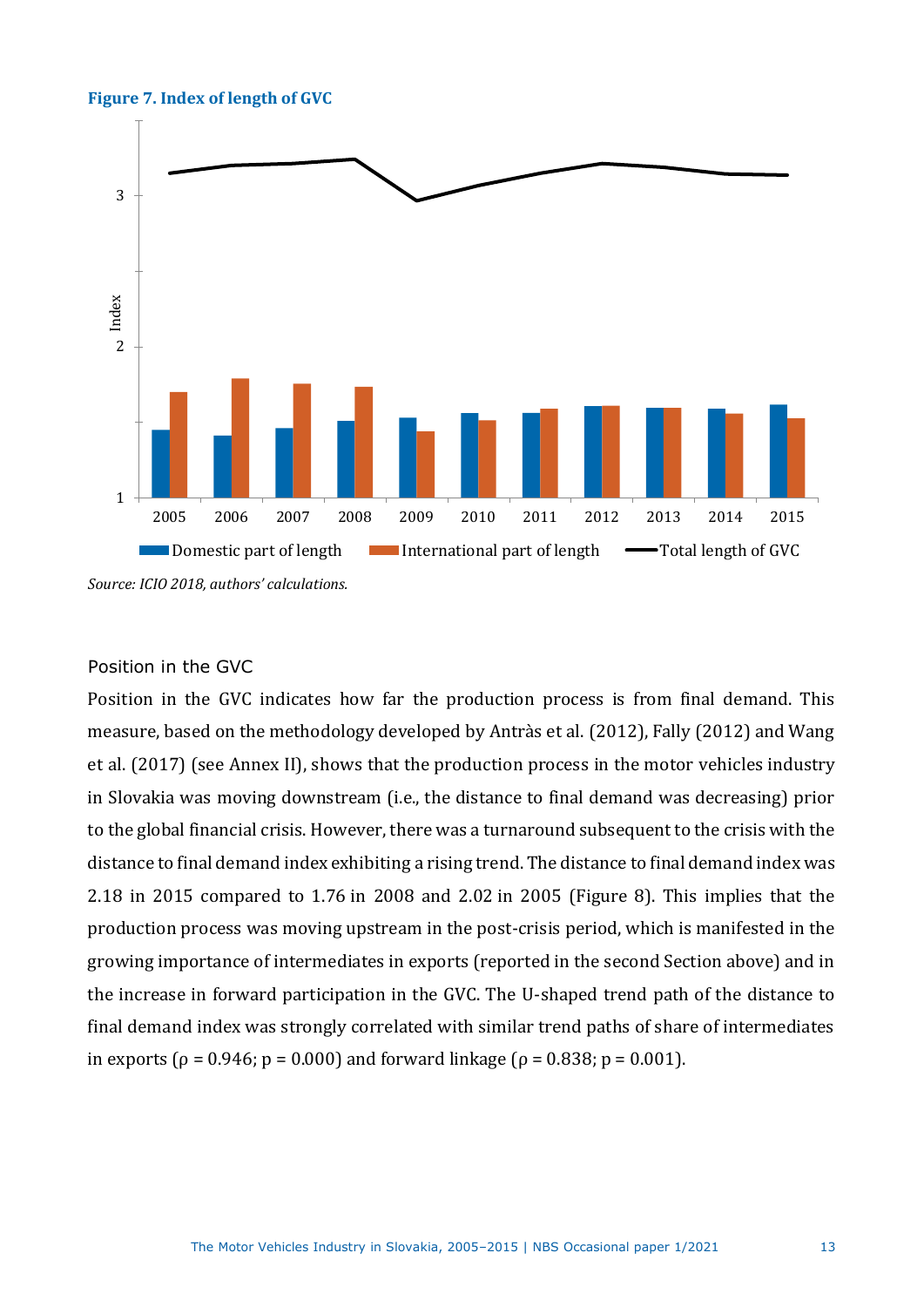**Figure 7. Index of length of GVC**

*Source: ICIO 2018, authors' calculations.*

### Position in the GVC

Position in the GVC indicates how far the production process is from final demand. This measure, based on the methodology developed by Antràs et al. (2012), Fally (2012) and Wang et al. (2017) (see Annex II), shows that the production process in the motor vehicles industry in Slovakia was moving downstream (i.e., the distance to final demand was decreasing) prior to the global financial crisis. However, there was a turnaround subsequent to the crisis with the distance to final demand index exhibiting a rising trend. The distance to final demand index was 2.18 in 2015 compared to 1.76 in 2008 and 2.02 in 2005 (Figure 8). This implies that the production process was moving upstream in the post-crisis period, which is manifested in the growing importance of intermediates in exports (reported in the second Section above) and in the increase in forward participation in the GVC. The U-shaped trend path of the distance to final demand index was strongly correlated with similar trend paths of share of intermediates in exports ($\rho = 0.946$; $p = 0.000$) and forward linkage ($\rho = 0.838$; $p = 0.001$).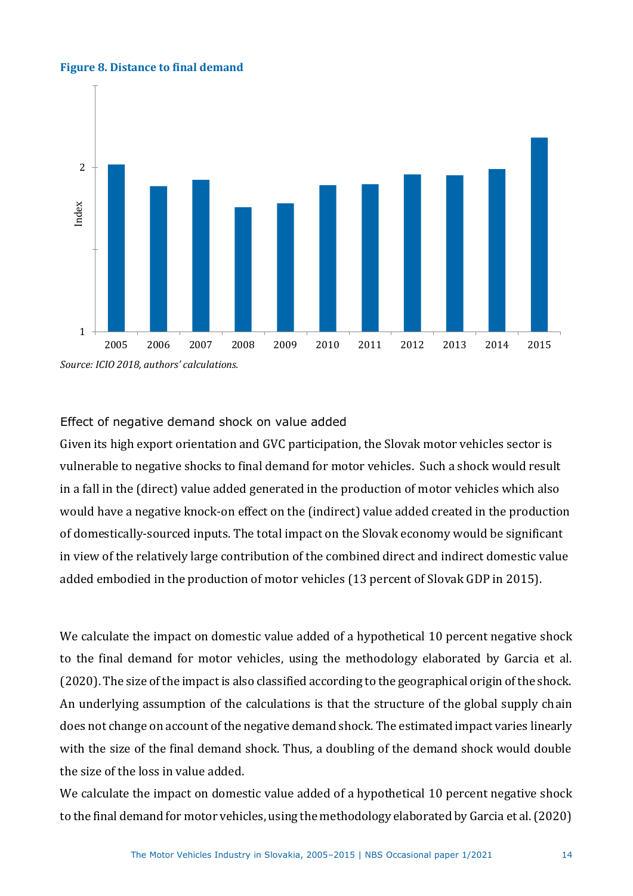**Figure 8. Distance to final demand**

*Source: ICIO 2018, authors' calculations.*

Effect of negative demand shock on value added

Given its high export orientation and GVC participation, the Slovak motor vehicles sector is vulnerable to negative shocks to final demand for motor vehicles. Such a shock would result in a fall in the (direct) value added generated in the production of motor vehicles which also would have a negative knock-on effect on the (indirect) value added created in the production of domestically-sourced inputs. The total impact on the Slovak economy would be significant in view of the relatively large contribution of the combined direct and indirect domestic value added embodied in the production of motor vehicles (13 percent of Slovak GDP in 2015).

We calculate the impact on domestic value added of a hypothetical 10 percent negative shock to the final demand for motor vehicles, using the methodology elaborated by Garcia et al. (2020). The size of the impact is also classified according to the geographical origin of the shock. An underlying assumption of the calculations is that the structure of the global supply chain does not change on account of the negative demand shock. The estimated impact varies linearly with the size of the final demand shock. Thus, a doubling of the demand shock would double the size of the loss in value added.

We calculate the impact on domestic value added of a hypothetical 10 percent negative shock to the final demand for motor vehicles, using the methodology elaborated by Garcia et al. (2020)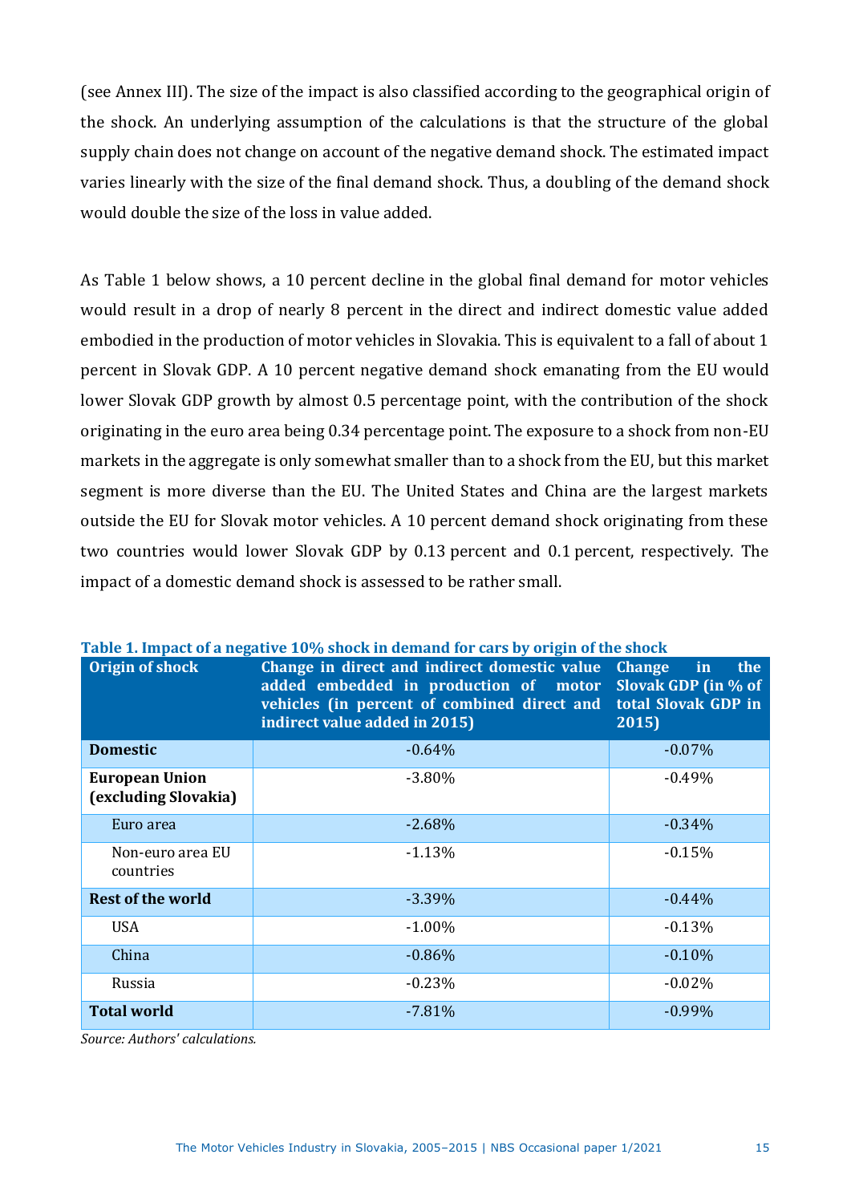(see Annex III). The size of the impact is also classified according to the geographical origin of the shock. An underlying assumption of the calculations is that the structure of the global supply chain does not change on account of the negative demand shock. The estimated impact varies linearly with the size of the final demand shock. Thus, a doubling of the demand shock would double the size of the loss in value added.

As Table 1 below shows, a 10 percent decline in the global final demand for motor vehicles would result in a drop of nearly 8 percent in the direct and indirect domestic value added embodied in the production of motor vehicles in Slovakia. This is equivalent to a fall of about 1 percent in Slovak GDP. A 10 percent negative demand shock emanating from the EU would lower Slovak GDP growth by almost 0.5 percentage point, with the contribution of the shock originating in the euro area being 0.34 percentage point. The exposure to a shock from non-EU markets in the aggregate is only somewhat smaller than to a shock from the EU, but this market segment is more diverse than the EU. The United States and China are the largest markets outside the EU for Slovak motor vehicles. A 10 percent demand shock originating from these two countries would lower Slovak GDP by 0.13 percent and 0.1 percent, respectively. The impact of a domestic demand shock is assessed to be rather small.

**Table 1. Impact of a negative 10% shock in demand for cars by origin of the shock**

| Origin of shock | Change in direct and indirect domestic value added embedded in production of motor vehicles (in percent of combined direct and indirect value added in 2015) | Change in the Slovak GDP (in % of total Slovak GDP in 2015) |
|---|---|---|
| **Domestic** | -0.64% | -0.07% |
| **European Union (excluding Slovakia)** | -3.80% | -0.49% |
| Euro area | -2.68% | -0.34% |
| Non-euro area EU countries | -1.13% | -0.15% |
| **Rest of the world** | -3.39% | -0.44% |
| USA | -1.00% | -0.13% |
| China | -0.86% | -0.10% |
| Russia | -0.23% | -0.02% |
| **Total world** | -7.81% | -0.99% |

*Source: Authors' calculations.*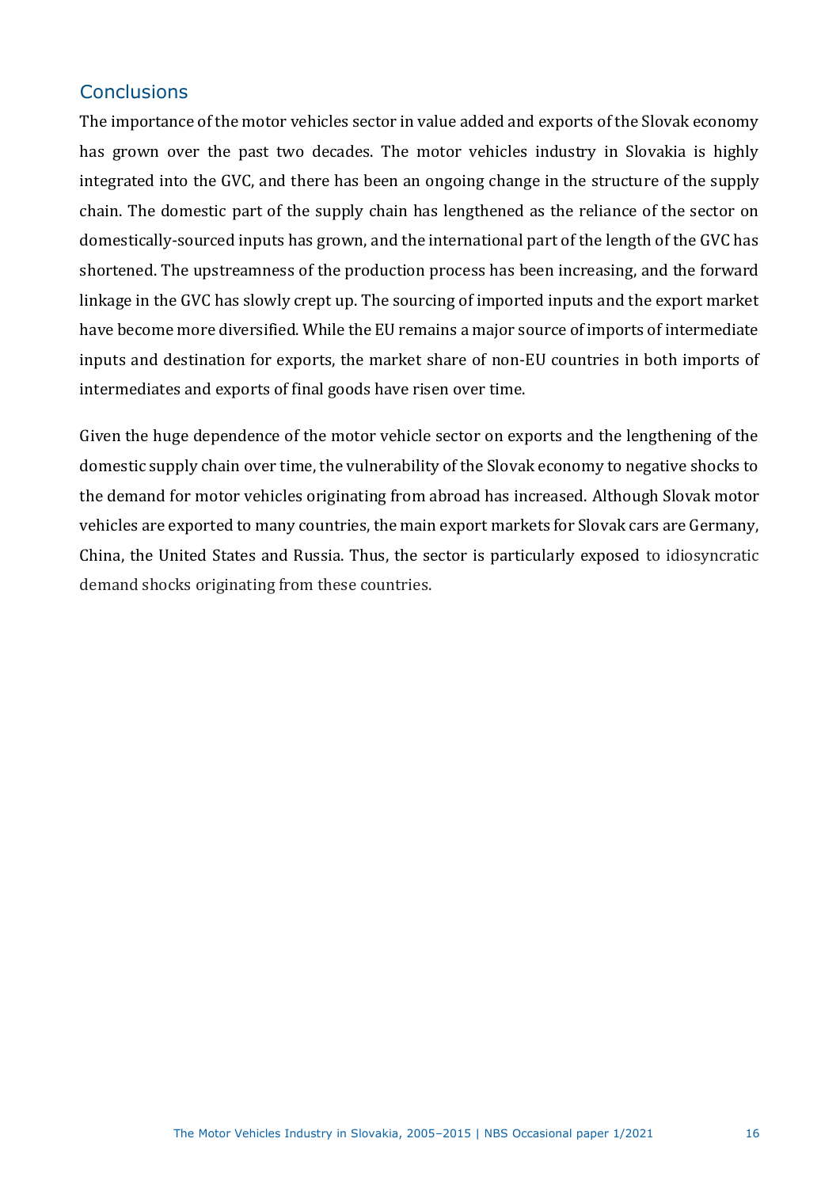## Conclusions

The importance of the motor vehicles sector in value added and exports of the Slovak economy has grown over the past two decades. The motor vehicles industry in Slovakia is highly integrated into the GVC, and there has been an ongoing change in the structure of the supply chain. The domestic part of the supply chain has lengthened as the reliance of the sector on domestically-sourced inputs has grown, and the international part of the length of the GVC has shortened. The upstreamness of the production process has been increasing, and the forward linkage in the GVC has slowly crept up. The sourcing of imported inputs and the export market have become more diversified. While the EU remains a major source of imports of intermediate inputs and destination for exports, the market share of non-EU countries in both imports of intermediates and exports of final goods have risen over time.

Given the huge dependence of the motor vehicle sector on exports and the lengthening of the domestic supply chain over time, the vulnerability of the Slovak economy to negative shocks to the demand for motor vehicles originating from abroad has increased. Although Slovak motor vehicles are exported to many countries, the main export markets for Slovak cars are Germany, China, the United States and Russia. Thus, the sector is particularly exposed to idiosyncratic demand shocks originating from these countries.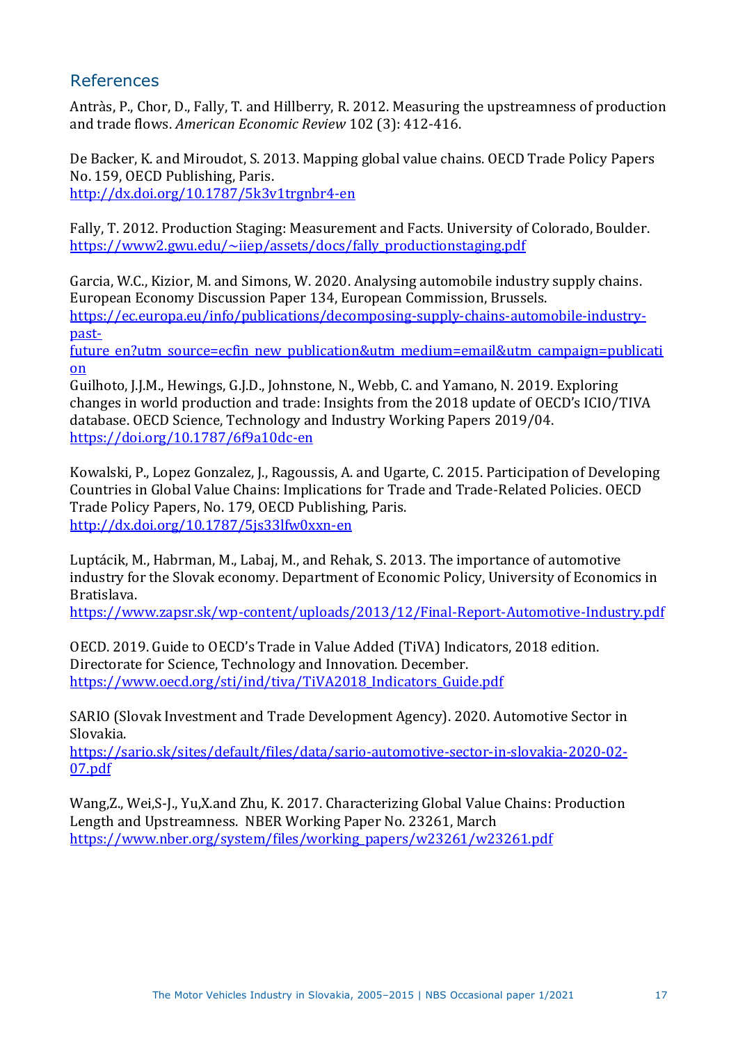## References

Antràs, P., Chor, D., Fally, T. and Hillberry, R. 2012. Measuring the upstreamness of production and trade flows. *American Economic Review* 102 (3): 412-416.

De Backer, K. and Miroudot, S. 2013. Mapping global value chains. OECD Trade Policy Papers No. 159, OECD Publishing, Paris.
http://dx.doi.org/10.1787/5k3v1trgnbr4-en

Fally, T. 2012. Production Staging: Measurement and Facts. University of Colorado, Boulder.
https://www2.gwu.edu/~iiep/assets/docs/fally_productionstaging.pdf

Garcia, W.C., Kizior, M. and Simons, W. 2020. Analysing automobile industry supply chains. European Economy Discussion Paper 134, European Commission, Brussels.
https://ec.europa.eu/info/publications/decomposing-supply-chains-automobile-industry-past-future_en?utm_source=ecfin_new_publication&utm_medium=email&utm_campaign=publication

Guilhoto, J.J.M., Hewings, G.J.D., Johnstone, N., Webb, C. and Yamano, N. 2019. Exploring changes in world production and trade: Insights from the 2018 update of OECD's ICIO/TIVA database. OECD Science, Technology and Industry Working Papers 2019/04.
https://doi.org/10.1787/6f9a10dc-en

Kowalski, P., Lopez Gonzalez, J., Ragoussis, A. and Ugarte, C. 2015. Participation of Developing Countries in Global Value Chains: Implications for Trade and Trade-Related Policies. OECD Trade Policy Papers, No. 179, OECD Publishing, Paris.
http://dx.doi.org/10.1787/5js33lfw0xxn-en

Luptácik, M., Habrman, M., Labaj, M., and Rehak, S. 2013. The importance of automotive industry for the Slovak economy. Department of Economic Policy, University of Economics in Bratislava.
https://www.zapsr.sk/wp-content/uploads/2013/12/Final-Report-Automotive-Industry.pdf

OECD. 2019. Guide to OECD's Trade in Value Added (TiVA) Indicators, 2018 edition. Directorate for Science, Technology and Innovation. December.
https://www.oecd.org/sti/ind/tiva/TiVA2018_Indicators_Guide.pdf

SARIO (Slovak Investment and Trade Development Agency). 2020. Automotive Sector in Slovakia.
https://sario.sk/sites/default/files/data/sario-automotive-sector-in-slovakia-2020-02-07.pdf

Wang,Z., Wei,S-J., Yu,X.and Zhu, K. 2017. Characterizing Global Value Chains: Production Length and Upstreamness. NBER Working Paper No. 23261, March
https://www.nber.org/system/files/working_papers/w23261/w23261.pdf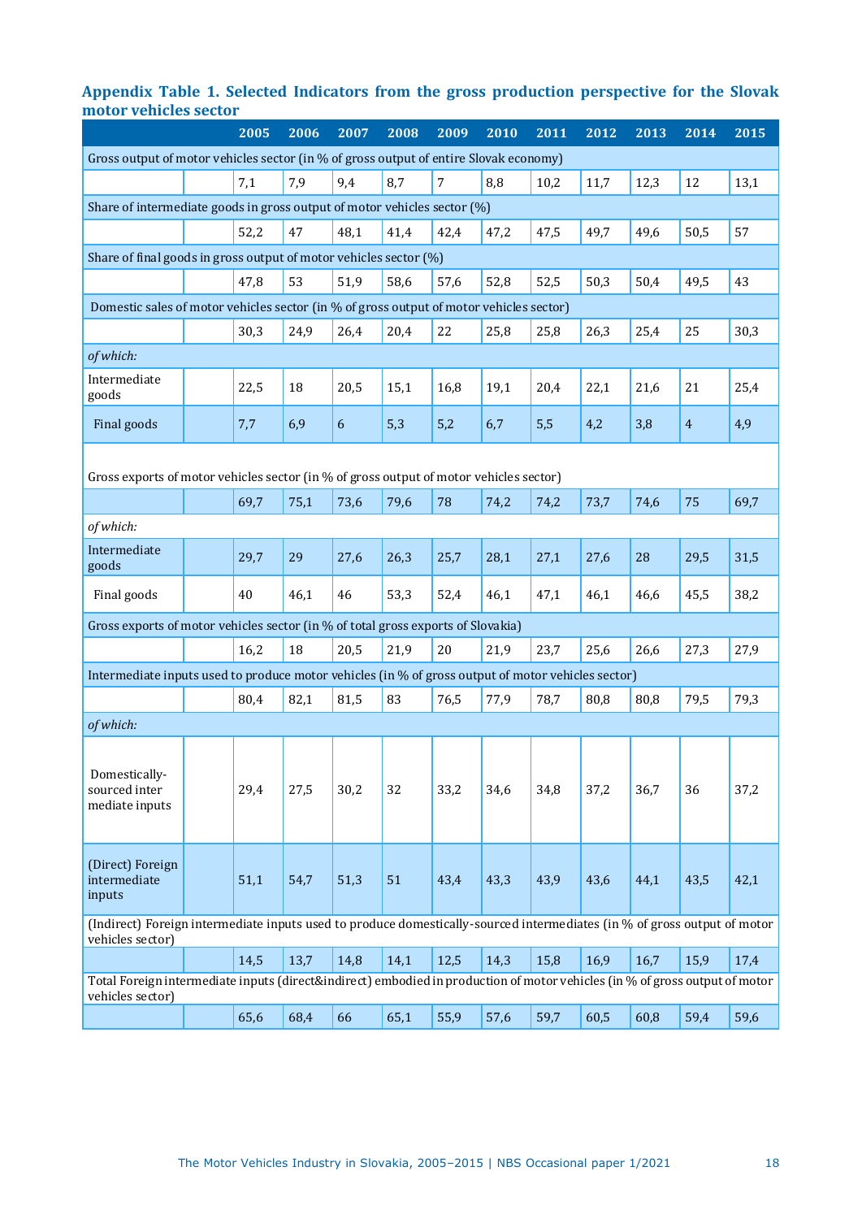**Appendix Table 1. Selected Indicators from the gross production perspective for the Slovak motor vehicles sector**

| | | 2005 | 2006 | 2007 | 2008 | 2009 | 2010 | 2011 | 2012 | 2013 | 2014 | 2015 |
|---|---|---|---|---|---|---|---|---|---|---|---|---|
| Gross output of motor vehicles sector (in % of gross output of entire Slovak economy) | | | | | | | | | | | | |
| | | 7,1 | 7,9 | 9,4 | 8,7 | 7 | 8,8 | 10,2 | 11,7 | 12,3 | 12 | 13,1 |
| Share of intermediate goods in gross output of motor vehicles sector (%) | | | | | | | | | | | | |
| | | 52,2 | 47 | 48,1 | 41,4 | 42,4 | 47,2 | 47,5 | 49,7 | 49,6 | 50,5 | 57 |
| Share of final goods in gross output of motor vehicles sector (%) | | | | | | | | | | | | |
| | | 47,8 | 53 | 51,9 | 58,6 | 57,6 | 52,8 | 52,5 | 50,3 | 50,4 | 49,5 | 43 |
| Domestic sales of motor vehicles sector (in % of gross output of motor vehicles sector) | | | | | | | | | | | | |
| | | 30,3 | 24,9 | 26,4 | 20,4 | 22 | 25,8 | 25,8 | 26,3 | 25,4 | 25 | 30,3 |
| *of which:* | | | | | | | | | | | | |
| Intermediate goods | | 22,5 | 18 | 20,5 | 15,1 | 16,8 | 19,1 | 20,4 | 22,1 | 21,6 | 21 | 25,4 |
| Final goods | | 7,7 | 6,9 | 6 | 5,3 | 5,2 | 6,7 | 5,5 | 4,2 | 3,8 | 4 | 4,9 |
| Gross exports of motor vehicles sector (in % of gross output of motor vehicles sector) | | | | | | | | | | | | |
| | | 69,7 | 75,1 | 73,6 | 79,6 | 78 | 74,2 | 74,2 | 73,7 | 74,6 | 75 | 69,7 |
| *of which:* | | | | | | | | | | | | |
| Intermediate goods | | 29,7 | 29 | 27,6 | 26,3 | 25,7 | 28,1 | 27,1 | 27,6 | 28 | 29,5 | 31,5 |
| Final goods | | 40 | 46,1 | 46 | 53,3 | 52,4 | 46,1 | 47,1 | 46,1 | 46,6 | 45,5 | 38,2 |
| Gross exports of motor vehicles sector (in % of total gross exports of Slovakia) | | | | | | | | | | | | |
| | | 16,2 | 18 | 20,5 | 21,9 | 20 | 21,9 | 23,7 | 25,6 | 26,6 | 27,3 | 27,9 |
| Intermediate inputs used to produce motor vehicles (in % of gross output of motor vehicles sector) | | | | | | | | | | | | |
| | | 80,4 | 82,1 | 81,5 | 83 | 76,5 | 77,9 | 78,7 | 80,8 | 80,8 | 79,5 | 79,3 |
| *of which:* | | | | | | | | | | | | |
| Domestically-sourced inter mediate inputs | | 29,4 | 27,5 | 30,2 | 32 | 33,2 | 34,6 | 34,8 | 37,2 | 36,7 | 36 | 37,2 |
| (Direct) Foreign intermediate inputs | | 51,1 | 54,7 | 51,3 | 51 | 43,4 | 43,3 | 43,9 | 43,6 | 44,1 | 43,5 | 42,1 |
| (Indirect) Foreign intermediate inputs used to produce domestically-sourced intermediates (in % of gross output of motor vehicles sector) | | | | | | | | | | | | |
| | | 14,5 | 13,7 | 14,8 | 14,1 | 12,5 | 14,3 | 15,8 | 16,9 | 16,7 | 15,9 | 17,4 |
| Total Foreign intermediate inputs (direct&indirect) embodied in production of motor vehicles (in % of gross output of motor vehicles sector) | | | | | | | | | | | | |
| | | 65,6 | 68,4 | 66 | 65,1 | 55,9 | 57,6 | 59,7 | 60,5 | 60,8 | 59,4 | 59,6 |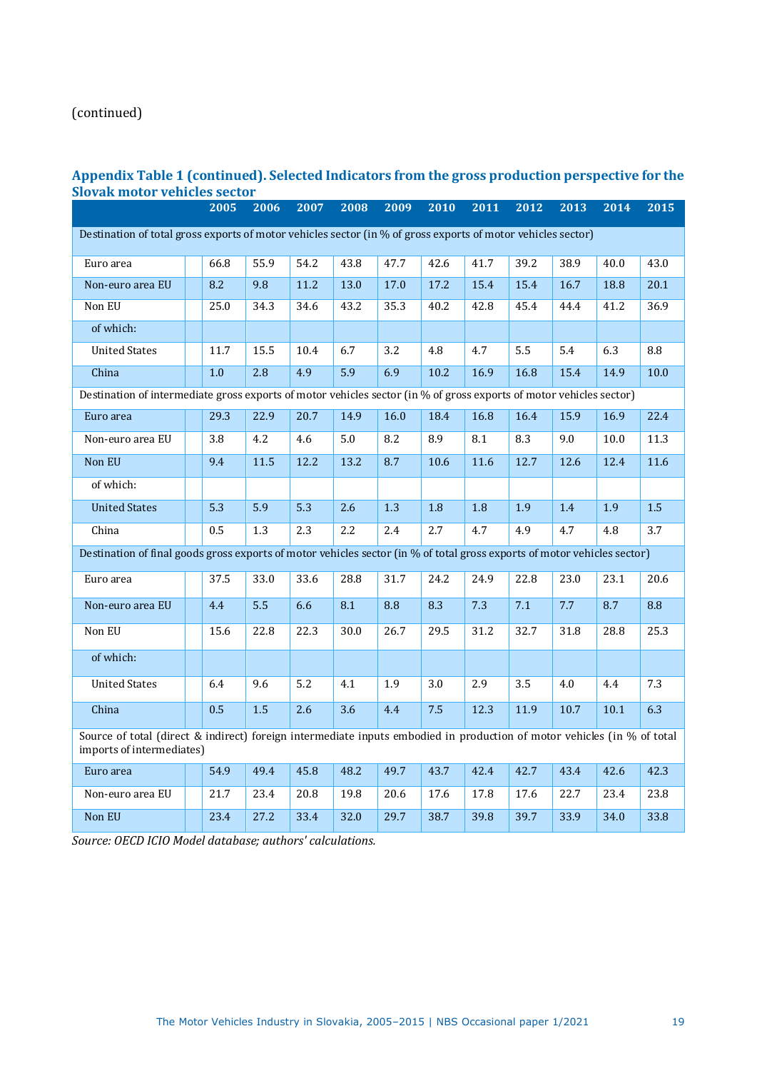(continued)

**Appendix Table 1 (continued). Selected Indicators from the gross production perspective for the Slovak motor vehicles sector**

| | 2005 | 2006 | 2007 | 2008 | 2009 | 2010 | 2011 | 2012 | 2013 | 2014 | 2015 |
|---|---|---|---|---|---|---|---|---|---|---|---|
| Destination of total gross exports of motor vehicles sector (in % of gross exports of motor vehicles sector) | | | | | | | | | | | |
| Euro area | 66.8 | 55.9 | 54.2 | 43.8 | 47.7 | 42.6 | 41.7 | 39.2 | 38.9 | 40.0 | 43.0 |
| Non-euro area EU | 8.2 | 9.8 | 11.2 | 13.0 | 17.0 | 17.2 | 15.4 | 15.4 | 16.7 | 18.8 | 20.1 |
| Non EU | 25.0 | 34.3 | 34.6 | 43.2 | 35.3 | 40.2 | 42.8 | 45.4 | 44.4 | 41.2 | 36.9 |
| of which: | | | | | | | | | | | |
| United States | 11.7 | 15.5 | 10.4 | 6.7 | 3.2 | 4.8 | 4.7 | 5.5 | 5.4 | 6.3 | 8.8 |
| China | 1.0 | 2.8 | 4.9 | 5.9 | 6.9 | 10.2 | 16.9 | 16.8 | 15.4 | 14.9 | 10.0 |
| Destination of intermediate gross exports of motor vehicles sector (in % of gross exports of motor vehicles sector) | | | | | | | | | | | |
| Euro area | 29.3 | 22.9 | 20.7 | 14.9 | 16.0 | 18.4 | 16.8 | 16.4 | 15.9 | 16.9 | 22.4 |
| Non-euro area EU | 3.8 | 4.2 | 4.6 | 5.0 | 8.2 | 8.9 | 8.1 | 8.3 | 9.0 | 10.0 | 11.3 |
| Non EU | 9.4 | 11.5 | 12.2 | 13.2 | 8.7 | 10.6 | 11.6 | 12.7 | 12.6 | 12.4 | 11.6 |
| of which: | | | | | | | | | | | |
| United States | 5.3 | 5.9 | 5.3 | 2.6 | 1.3 | 1.8 | 1.8 | 1.9 | 1.4 | 1.9 | 1.5 |
| China | 0.5 | 1.3 | 2.3 | 2.2 | 2.4 | 2.7 | 4.7 | 4.9 | 4.7 | 4.8 | 3.7 |
| Destination of final goods gross exports of motor vehicles sector (in % of total gross exports of motor vehicles sector) | | | | | | | | | | | |
| Euro area | 37.5 | 33.0 | 33.6 | 28.8 | 31.7 | 24.2 | 24.9 | 22.8 | 23.0 | 23.1 | 20.6 |
| Non-euro area EU | 4.4 | 5.5 | 6.6 | 8.1 | 8.8 | 8.3 | 7.3 | 7.1 | 7.7 | 8.7 | 8.8 |
| Non EU | 15.6 | 22.8 | 22.3 | 30.0 | 26.7 | 29.5 | 31.2 | 32.7 | 31.8 | 28.8 | 25.3 |
| of which: | | | | | | | | | | | |
| United States | 6.4 | 9.6 | 5.2 | 4.1 | 1.9 | 3.0 | 2.9 | 3.5 | 4.0 | 4.4 | 7.3 |
| China | 0.5 | 1.5 | 2.6 | 3.6 | 4.4 | 7.5 | 12.3 | 11.9 | 10.7 | 10.1 | 6.3 |
| Source of total (direct & indirect) foreign intermediate inputs embodied in production of motor vehicles (in % of total imports of intermediates) | | | | | | | | | | | |
| Euro area | 54.9 | 49.4 | 45.8 | 48.2 | 49.7 | 43.7 | 42.4 | 42.7 | 43.4 | 42.6 | 42.3 |
| Non-euro area EU | 21.7 | 23.4 | 20.8 | 19.8 | 20.6 | 17.6 | 17.8 | 17.6 | 22.7 | 23.4 | 23.8 |
| Non EU | 23.4 | 27.2 | 33.4 | 32.0 | 29.7 | 38.7 | 39.8 | 39.7 | 33.9 | 34.0 | 33.8 |

*Source: OECD ICIO Model database; authors' calculations.*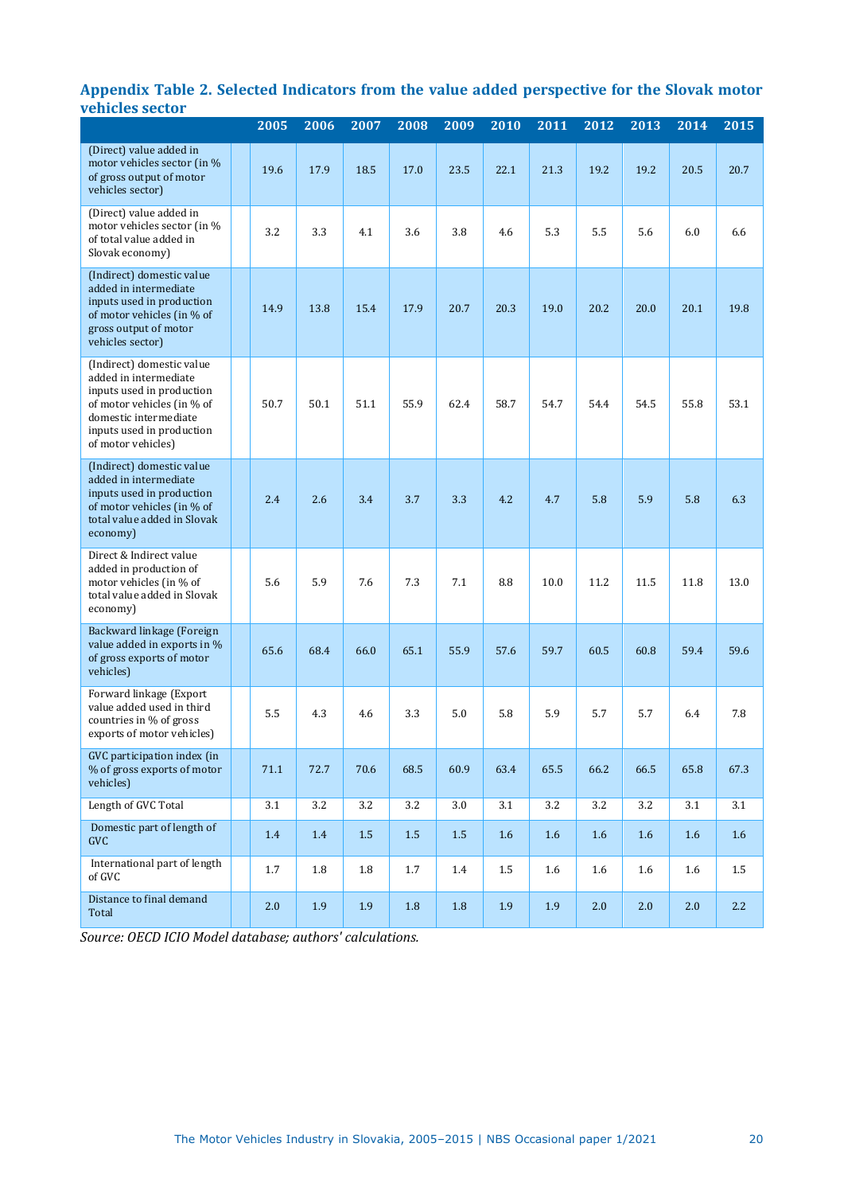### Appendix Table 2. Selected Indicators from the value added perspective for the Slovak motor vehicles sector

| | 2005 | 2006 | 2007 | 2008 | 2009 | 2010 | 2011 | 2012 | 2013 | 2014 | 2015 |
|---|---|---|---|---|---|---|---|---|---|---|---|
| (Direct) value added in motor vehicles sector (in % of gross output of motor vehicles sector) | 19.6 | 17.9 | 18.5 | 17.0 | 23.5 | 22.1 | 21.3 | 19.2 | 19.2 | 20.5 | 20.7 |
| (Direct) value added in motor vehicles sector (in % of total value added in Slovak economy) | 3.2 | 3.3 | 4.1 | 3.6 | 3.8 | 4.6 | 5.3 | 5.5 | 5.6 | 6.0 | 6.6 |
| (Indirect) domestic value added in intermediate inputs used in production of motor vehicles (in % of gross output of motor vehicles sector) | 14.9 | 13.8 | 15.4 | 17.9 | 20.7 | 20.3 | 19.0 | 20.2 | 20.0 | 20.1 | 19.8 |
| (Indirect) domestic value added in intermediate inputs used in production of motor vehicles (in % of domestic intermediate inputs used in production of motor vehicles) | 50.7 | 50.1 | 51.1 | 55.9 | 62.4 | 58.7 | 54.7 | 54.4 | 54.5 | 55.8 | 53.1 |
| (Indirect) domestic value added in intermediate inputs used in production of motor vehicles (in % of total value added in Slovak economy) | 2.4 | 2.6 | 3.4 | 3.7 | 3.3 | 4.2 | 4.7 | 5.8 | 5.9 | 5.8 | 6.3 |
| Direct & Indirect value added in production of motor vehicles (in % of total value added in Slovak economy) | 5.6 | 5.9 | 7.6 | 7.3 | 7.1 | 8.8 | 10.0 | 11.2 | 11.5 | 11.8 | 13.0 |
| Backward linkage (Foreign value added in exports in % of gross exports of motor vehicles) | 65.6 | 68.4 | 66.0 | 65.1 | 55.9 | 57.6 | 59.7 | 60.5 | 60.8 | 59.4 | 59.6 |
| Forward linkage (Export value added used in third countries in % of gross exports of motor vehicles) | 5.5 | 4.3 | 4.6 | 3.3 | 5.0 | 5.8 | 5.9 | 5.7 | 5.7 | 6.4 | 7.8 |
| GVC participation index (in % of gross exports of motor vehicles) | 71.1 | 72.7 | 70.6 | 68.5 | 60.9 | 63.4 | 65.5 | 66.2 | 66.5 | 65.8 | 67.3 |
| Length of GVC Total | 3.1 | 3.2 | 3.2 | 3.2 | 3.0 | 3.1 | 3.2 | 3.2 | 3.2 | 3.1 | 3.1 |
| Domestic part of length of GVC | 1.4 | 1.4 | 1.5 | 1.5 | 1.5 | 1.6 | 1.6 | 1.6 | 1.6 | 1.6 | 1.6 |
| International part of length of GVC | 1.7 | 1.8 | 1.8 | 1.7 | 1.4 | 1.5 | 1.6 | 1.6 | 1.6 | 1.6 | 1.5 |
| Distance to final demand Total | 2.0 | 1.9 | 1.9 | 1.8 | 1.8 | 1.9 | 1.9 | 2.0 | 2.0 | 2.0 | 2.2 |

*Source: OECD ICIO Model database; authors' calculations.*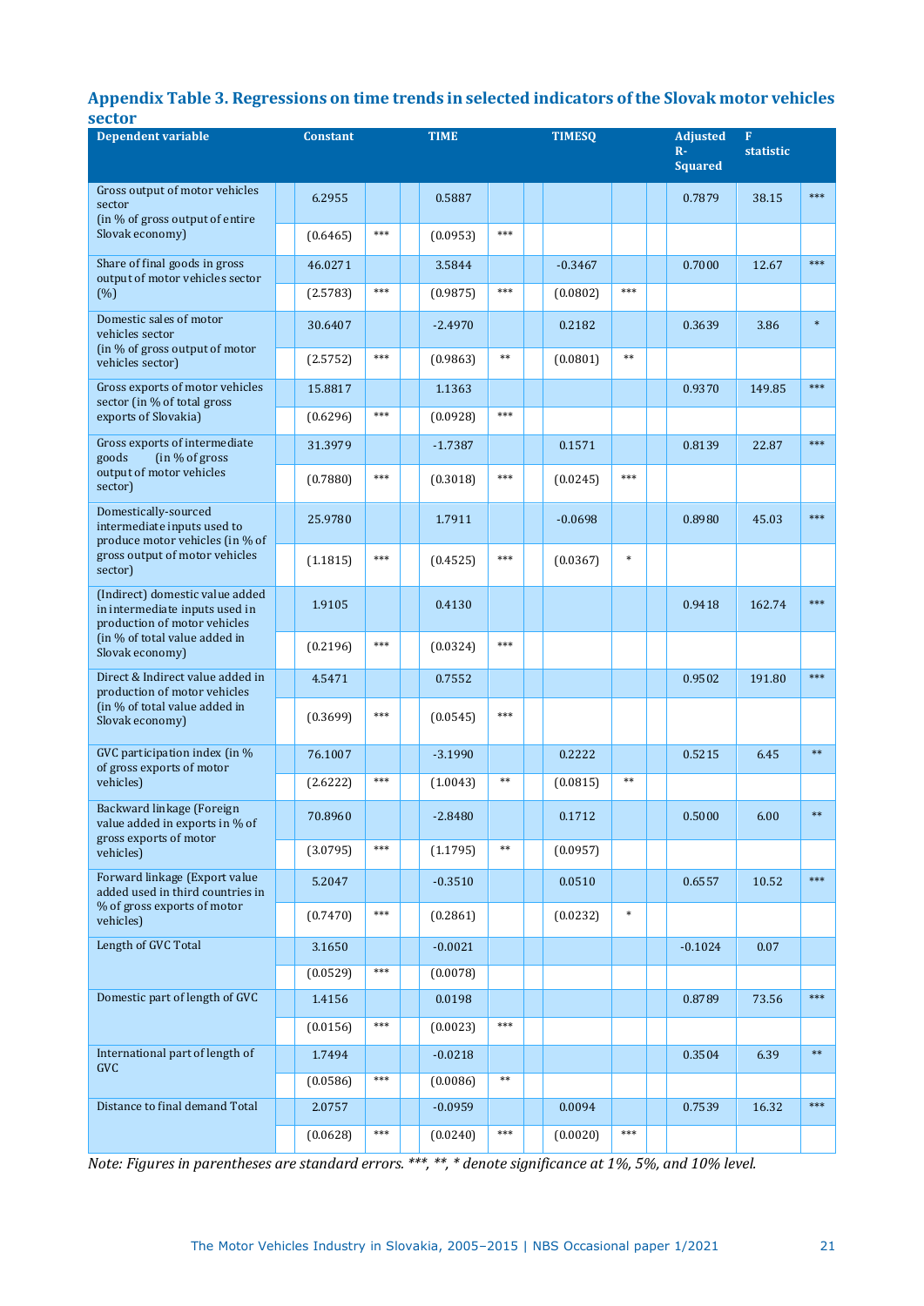### Appendix Table 3. Regressions on time trends in selected indicators of the Slovak motor vehicles sector

| Dependent variable | Constant | | TIME | | TIMESQ | | Adjusted R-Squared | F statistic | |
|---|---|---|---|---|---|---|---|---|---|
| Gross output of motor vehicles sector (in % of gross output of entire Slovak economy) | 6.2955 | | 0.5887 | | | | 0.7879 | 38.15 | *** |
| | (0.6465) | *** | (0.0953) | *** | | | | | |
| Share of final goods in gross output of motor vehicles sector (%) | 46.0271 | | 3.5844 | | -0.3467 | | 0.7000 | 12.67 | *** |
| | (2.5783) | *** | (0.9875) | *** | (0.0802) | *** | | | |
| Domestic sales of motor vehicles sector (in % of gross output of motor vehicles sector) | 30.6407 | | -2.4970 | | 0.2182 | | 0.3639 | 3.86 | * |
| | (2.5752) | *** | (0.9863) | ** | (0.0801) | ** | | | |
| Gross exports of motor vehicles sector (in % of total gross exports of Slovakia) | 15.8817 | | 1.1363 | | | | 0.9370 | 149.85 | *** |
| | (0.6296) | *** | (0.0928) | *** | | | | | |
| Gross exports of intermediate goods (in % of gross output of motor vehicles sector) | 31.3979 | | -1.7387 | | 0.1571 | | 0.8139 | 22.87 | *** |
| | (0.7880) | *** | (0.3018) | *** | (0.0245) | *** | | | |
| Domestically-sourced intermediate inputs used to produce motor vehicles (in % of gross output of motor vehicles sector) | 25.9780 | | 1.7911 | | -0.0698 | | 0.8980 | 45.03 | *** |
| | (1.1815) | *** | (0.4525) | *** | (0.0367) | * | | | |
| (Indirect) domestic value added in intermediate inputs used in production of motor vehicles (in % of total value added in Slovak economy) | 1.9105 | | 0.4130 | | | | 0.9418 | 162.74 | *** |
| | (0.2196) | *** | (0.0324) | *** | | | | | |
| Direct & Indirect value added in production of motor vehicles (in % of total value added in Slovak economy) | 4.5471 | | 0.7552 | | | | 0.9502 | 191.80 | *** |
| | (0.3699) | *** | (0.0545) | *** | | | | | |
| GVC participation index (in % of gross exports of motor vehicles) | 76.1007 | | -3.1990 | | 0.2222 | | 0.5215 | 6.45 | ** |
| | (2.6222) | *** | (1.0043) | ** | (0.0815) | ** | | | |
| Backward linkage (Foreign value added in exports in % of gross exports of motor vehicles) | 70.8960 | | -2.8480 | | 0.1712 | | 0.5000 | 6.00 | ** |
| | (3.0795) | *** | (1.1795) | ** | (0.0957) | | | | |
| Forward linkage (Export value added used in third countries in % of gross exports of motor vehicles) | 5.2047 | | -0.3510 | | 0.0510 | | 0.6557 | 10.52 | *** |
| | (0.7470) | *** | (0.2861) | | (0.0232) | * | | | |
| Length of GVC Total | 3.1650 | | -0.0021 | | | | -0.1024 | 0.07 | |
| | (0.0529) | *** | (0.0078) | | | | | | |
| Domestic part of length of GVC | 1.4156 | | 0.0198 | | | | 0.8789 | 73.56 | *** |
| | (0.0156) | *** | (0.0023) | *** | | | | | |
| International part of length of GVC | 1.7494 | | -0.0218 | | | | 0.3504 | 6.39 | ** |
| | (0.0586) | *** | (0.0086) | ** | | | | | |
| Distance to final demand Total | 2.0757 | | -0.0959 | | 0.0094 | | 0.7539 | 16.32 | *** |
| | (0.0628) | *** | (0.0240) | *** | (0.0020) | *** | | | |

*Note: Figures in parentheses are standard errors. ***, **, * denote significance at 1%, 5%, and 10% level.*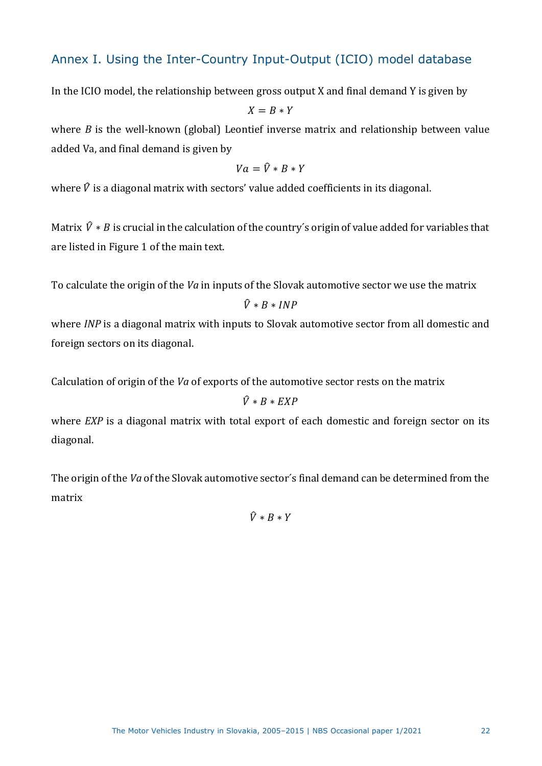## Annex I. Using the Inter-Country Input-Output (ICIO) model database

In the ICIO model, the relationship between gross output X and final demand Y is given by

$$X = B * Y$$

where $B$ is the well-known (global) Leontief inverse matrix and relationship between value added Va, and final demand is given by

$$Va = \hat{V} * B * Y$$

where $\hat{V}$ is a diagonal matrix with sectors' value added coefficients in its diagonal.

Matrix $\hat{V} * B$ is crucial in the calculation of the country´s origin of value added for variables that are listed in Figure 1 of the main text.

To calculate the origin of the *Va* in inputs of the Slovak automotive sector we use the matrix

$$\hat{V} * B * INP$$

where *INP* is a diagonal matrix with inputs to Slovak automotive sector from all domestic and foreign sectors on its diagonal.

Calculation of origin of the *Va* of exports of the automotive sector rests on the matrix

$$\hat{V} * B * EXP$$

where *EXP* is a diagonal matrix with total export of each domestic and foreign sector on its diagonal.

The origin of the *Va* of the Slovak automotive sector´s final demand can be determined from the matrix

$$\hat{V} * B * Y$$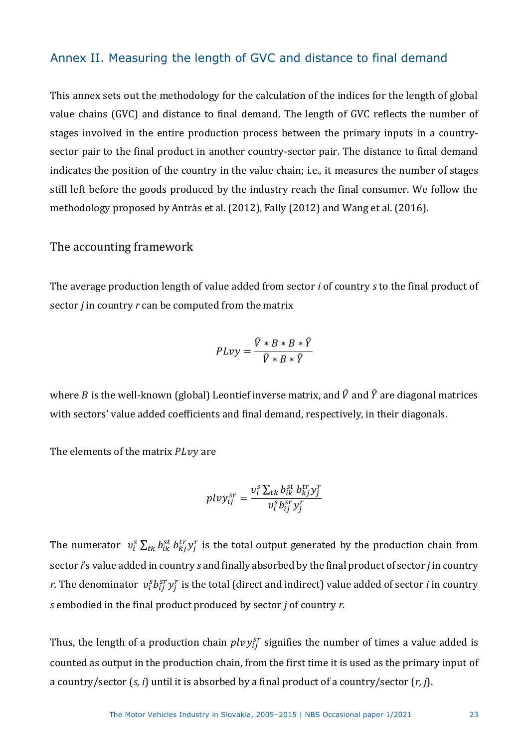## Annex II. Measuring the length of GVC and distance to final demand

This annex sets out the methodology for the calculation of the indices for the length of global value chains (GVC) and distance to final demand. The length of GVC reflects the number of stages involved in the entire production process between the primary inputs in a country-sector pair to the final product in another country-sector pair. The distance to final demand indicates the position of the country in the value chain; i.e., it measures the number of stages still left before the goods produced by the industry reach the final consumer. We follow the methodology proposed by Antràs et al. (2012), Fally (2012) and Wang et al. (2016).

### The accounting framework

The average production length of value added from sector *i* of country *s* to the final product of sector *j* in country *r* can be computed from the matrix

$$PLvy = \frac{\hat{V} * B * B * \hat{Y}}{\hat{V} * B * \hat{Y}}$$

where $B$ is the well-known (global) Leontief inverse matrix, and $\hat{V}$ and $\hat{Y}$ are diagonal matrices with sectors' value added coefficients and final demand, respectively, in their diagonals.

The elements of the matrix $PLvy$ are

$$plvy_{ij}^{sr} = \frac{v_i^s \sum_{tk} b_{ik}^{st} \, b_{kj}^{tr} y_j^r}{v_i^s b_{ij}^{sr} y_j^r}$$

The numerator $v_i^s \sum_{tk} b_{ik}^{st} \, b_{kj}^{tr} y_j^r$ is the total output generated by the production chain from sector *i*'s value added in country *s* and finally absorbed by the final product of sector *j* in country *r*. The denominator $v_i^s b_{ij}^{sr} y_j^r$ is the total (direct and indirect) value added of sector *i* in country *s* embodied in the final product produced by sector *j* of country *r*.

Thus, the length of a production chain $plvy_{ij}^{sr}$ signifies the number of times a value added is counted as output in the production chain, from the first time it is used as the primary input of a country/sector (*s, i*) until it is absorbed by a final product of a country/sector (*r, j*).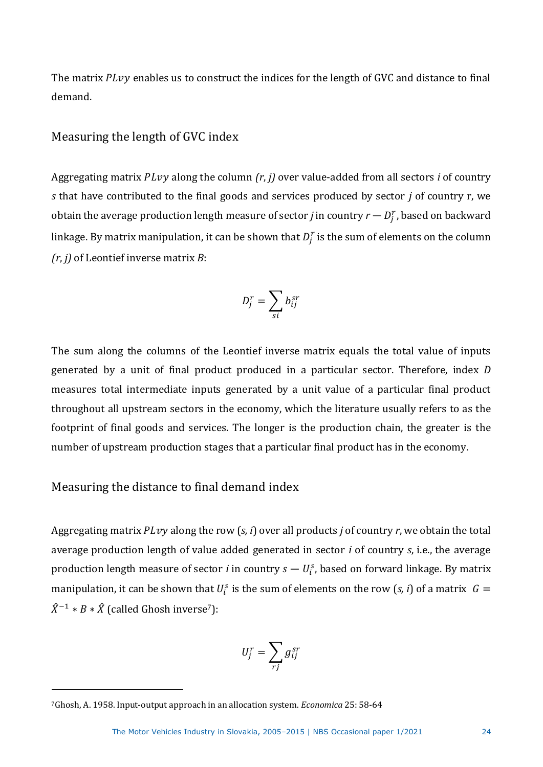The matrix $PLvy$ enables us to construct the indices for the length of GVC and distance to final demand.

## Measuring the length of GVC index

Aggregating matrix $PLvy$ along the column *(r, j)* over value-added from all sectors *i* of country *s* that have contributed to the final goods and services produced by sector *j* of country r, we obtain the average production length measure of sector *j* in country $r$ — $D_j^r$, based on backward linkage. By matrix manipulation, it can be shown that $D_j^r$ is the sum of elements on the column *(r, j)* of Leontief inverse matrix *B*:

$$D_j^r = \sum_{si} b_{ij}^{sr}$$

The sum along the columns of the Leontief inverse matrix equals the total value of inputs generated by a unit of final product produced in a particular sector. Therefore, index *D* measures total intermediate inputs generated by a unit value of a particular final product throughout all upstream sectors in the economy, which the literature usually refers to as the footprint of final goods and services. The longer is the production chain, the greater is the number of upstream production stages that a particular final product has in the economy.

## Measuring the distance to final demand index

Aggregating matrix $PLvy$ along the row (*s, i*) over all products *j* of country *r*, we obtain the total average production length of value added generated in sector *i* of country *s*, i.e., the average production length measure of sector $i$ in country $s$ — $U_i^s$, based on forward linkage. By matrix manipulation, it can be shown that $U_i^s$ is the sum of elements on the row (*s, i*) of a matrix $G = \hat{X}^{-1} * B * \hat{X}$ (called Ghosh inverse[7]):

$$U_j^r = \sum_{rj} g_{ij}^{sr}$$

[7] Ghosh, A. 1958. Input-output approach in an allocation system. *Economica* 25: 58-64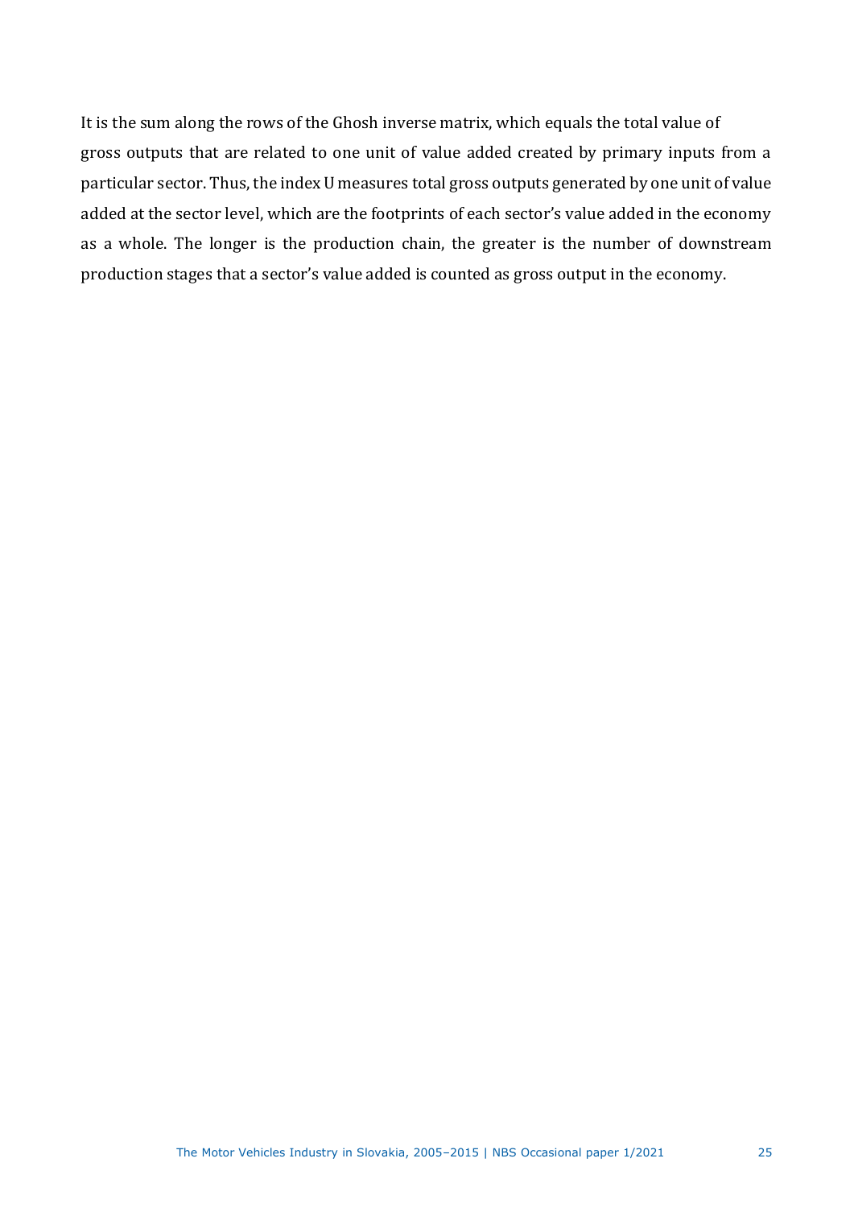It is the sum along the rows of the Ghosh inverse matrix, which equals the total value of gross outputs that are related to one unit of value added created by primary inputs from a particular sector. Thus, the index U measures total gross outputs generated by one unit of value added at the sector level, which are the footprints of each sector's value added in the economy as a whole. The longer is the production chain, the greater is the number of downstream production stages that a sector's value added is counted as gross output in the economy.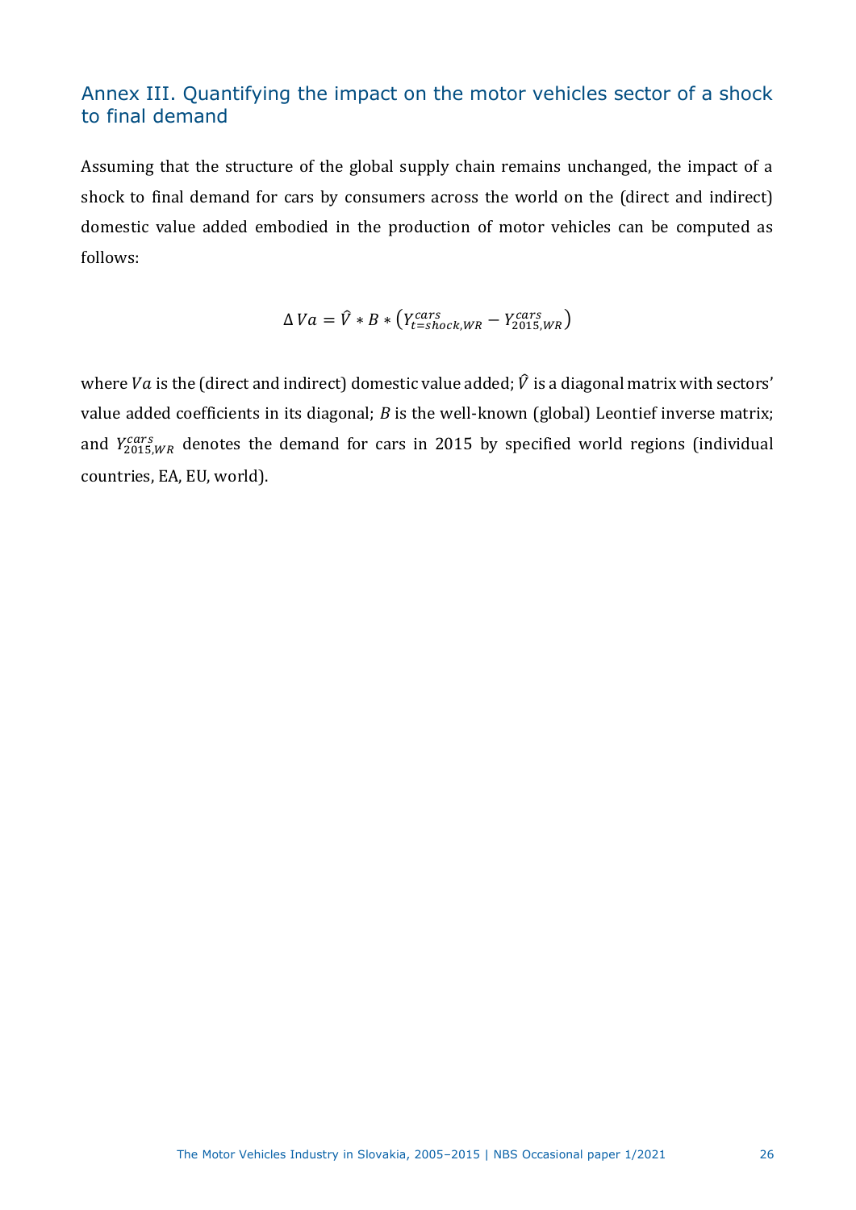## Annex III. Quantifying the impact on the motor vehicles sector of a shock to final demand

Assuming that the structure of the global supply chain remains unchanged, the impact of a shock to final demand for cars by consumers across the world on the (direct and indirect) domestic value added embodied in the production of motor vehicles can be computed as follows:

$$\Delta\, Va = \hat{V} * B * \left(Y^{cars}_{t=shock,WR} - Y^{cars}_{2015,WR}\right)$$

where $Va$ is the (direct and indirect) domestic value added; $\hat{V}$ is a diagonal matrix with sectors' value added coefficients in its diagonal; $B$ is the well-known (global) Leontief inverse matrix; and $Y^{cars}_{2015,WR}$ denotes the demand for cars in 2015 by specified world regions (individual countries, EA, EU, world).